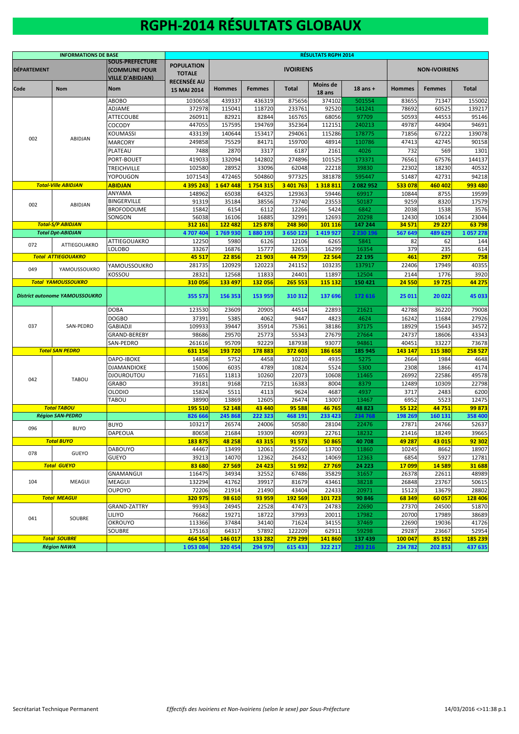# RGPH-2014 RÉSULTATS GLOBAUX

| INFORMATIONS DE BASE | | | RÉSULTATS RGPH 2014 | | | | | | | | |
|---|---|---|---|---|---|---|---|---|---|---|---|
| DÉPARTEMENT | | SOUS-PREFECTURE (COMMUNE POUR VILLE D'ABIDJAN) | POPULATION TOTALE RECENSÉE AU 15 MAI 2014 | IVOIRIENS | | | | | NON-IVOIRIENS | | |
| Code | Nom | Nom | | Hommes | Femmes | Total | Moins de 18 ans | 18 ans + | Hommes | Femmes | Total |
| 002 | ABIDJAN | ABOBO | 1030658 | 439337 | 436319 | 875656 | 374102 | 501554 | 83655 | 71347 | 155002 |
| | | ADJAME | 372978 | 115041 | 118720 | 233761 | 92520 | 141241 | 78692 | 60525 | 139217 |
| | | ATTECOUBE | 260911 | 82921 | 82844 | 165765 | 68056 | 97709 | 50593 | 44553 | 95146 |
| | | COCODY | 447055 | 157595 | 194769 | 352364 | 112151 | 240213 | 49787 | 44904 | 94691 |
| | | KOUMASSI | 433139 | 140644 | 153417 | 294061 | 115286 | 178775 | 71856 | 67222 | 139078 |
| | | MARCORY | 249858 | 75529 | 84171 | 159700 | 48914 | 110786 | 47413 | 42745 | 90158 |
| | | PLATEAU | 7488 | 2870 | 3317 | 6187 | 2161 | 4026 | 732 | 569 | 1301 |
| | | PORT-BOUET | 419033 | 132094 | 142802 | 274896 | 101525 | 173371 | 76561 | 67576 | 144137 |
| | | TREICHVILLE | 102580 | 28952 | 33096 | 62048 | 22218 | 39830 | 22302 | 18230 | 40532 |
| | | YOPOUGON | 1071543 | 472465 | 504860 | 977325 | 381878 | 595447 | 51487 | 42731 | 94218 |
| **Total-Ville ABIDJAN** | | **ABIDJAN** | **4 395 243** | **1 647 448** | **1 754 315** | **3 401 763** | **1 318 811** | **2 082 952** | **533 078** | **460 402** | **993 480** |
| 002 | ABIDJAN | ANYAMA | 148962 | 65038 | 64325 | 129363 | 59446 | 69917 | 10844 | 8755 | 19599 |
| | | BINGERVILLE | 91319 | 35184 | 38556 | 73740 | 23553 | 50187 | 9259 | 8320 | 17579 |
| | | BROFODOUME | 15842 | 6154 | 6112 | 12266 | 5424 | 6842 | 2038 | 1538 | 3576 |
| | | SONGON | 56038 | 16106 | 16885 | 32991 | 12693 | 20298 | 12430 | 10614 | 23044 |
| **Total-S/P ABIDJAN** | | | **312 161** | **122 482** | **125 878** | **248 360** | **101 116** | **147 244** | **34 571** | **29 227** | **63 798** |
| **Total Dpt-ABIDJAN** | | | **4 707 404** | **1 769 930** | **1 880 193** | **3 650 123** | **1 419 927** | **2 230 196** | **567 649** | **489 629** | **1 057 278** |
| 072 | ATTIEGOUAKRO | ATTIEGOUAKRO | 12250 | 5980 | 6126 | 12106 | 6265 | 5841 | 82 | 62 | 144 |
| | | LOLOBO | 33267 | 16876 | 15777 | 32653 | 16299 | 16354 | 379 | 235 | 614 |
| **Total ATTIEGOUAKRO** | | | **45 517** | **22 856** | **21 903** | **44 759** | **22 564** | **22 195** | **461** | **297** | **758** |
| 049 | YAMOUSSOUKRO | YAMOUSSOUKRO | 281735 | 120929 | 120223 | 241152 | 103235 | 137917 | 22406 | 17949 | 40355 |
| | | KOSSOU | 28321 | 12568 | 11833 | 24401 | 11897 | 12504 | 2144 | 1776 | 3920 |
| **Total YAMOUSSOUKRO** | | | **310 056** | **133 497** | **132 056** | **265 553** | **115 132** | **150 421** | **24 550** | **19 725** | **44 275** |
| **District autonome YAMOUSSOUKRO** | | | **355 573** | **156 353** | **153 959** | **310 312** | **137 696** | **172 616** | **25 011** | **20 022** | **45 033** |
| 037 | SAN-PEDRO | DOBA | 123530 | 23609 | 20905 | 44514 | 22893 | 21621 | 42788 | 36220 | 79008 |
| | | DOGBO | 37391 | 5385 | 4062 | 9447 | 4823 | 4624 | 16242 | 11684 | 27926 |
| | | GABIADJI | 109933 | 39447 | 35914 | 75361 | 38186 | 37175 | 18929 | 15643 | 34572 |
| | | GRAND-BEREBY | 98686 | 29570 | 25773 | 55343 | 27679 | 27664 | 24737 | 18606 | 43343 |
| | | SAN-PEDRO | 261616 | 95709 | 92229 | 187938 | 93077 | 94861 | 40451 | 33227 | 73678 |
| **Total SAN PEDRO** | | | **631 156** | **193 720** | **178 883** | **372 603** | **186 658** | **185 945** | **143 147** | **115 380** | **258 527** |
| 042 | TABOU | DAPO-IBOKE | 14858 | 5752 | 4458 | 10210 | 4935 | 5275 | 2664 | 1984 | 4648 |
| | | DJAMANDIOKE | 15006 | 6035 | 4789 | 10824 | 5524 | 5300 | 2308 | 1866 | 4174 |
| | | DJOUROUTOU | 71651 | 11813 | 10260 | 22073 | 10608 | 11465 | 26992 | 22586 | 49578 |
| | | GRABO | 39181 | 9168 | 7215 | 16383 | 8004 | 8379 | 12489 | 10309 | 22798 |
| | | OLODIO | 15824 | 5511 | 4113 | 9624 | 4687 | 4937 | 3717 | 2483 | 6200 |
| | | TABOU | 38990 | 13869 | 12605 | 26474 | 13007 | 13467 | 6952 | 5523 | 12475 |
| **Total TABOU** | | | **195 510** | **52 148** | **43 440** | **95 588** | **46 765** | **48 823** | **55 122** | **44 751** | **99 873** |
| **Région SAN-PEDRO** | | | **826 666** | **245 868** | **222 323** | **468 191** | **233 423** | **234 768** | **198 269** | **160 131** | **358 400** |
| 096 | BUYO | BUYO | 103217 | 26574 | 24006 | 50580 | 28104 | 22476 | 27871 | 24766 | 52637 |
| | | DAPEOUA | 80658 | 21684 | 19309 | 40993 | 22761 | 18232 | 21416 | 18249 | 39665 |
| **Total BUYO** | | | **183 875** | **48 258** | **43 315** | **91 573** | **50 865** | **40 708** | **49 287** | **43 015** | **92 302** |
| 078 | GUEYO | DABOUYO | 44467 | 13499 | 12061 | 25560 | 13700 | 11860 | 10245 | 8662 | 18907 |
| | | GUEYO | 39213 | 14070 | 12362 | 26432 | 14069 | 12363 | 6854 | 5927 | 12781 |
| **Total GUEYO** | | | **83 680** | **27 569** | **24 423** | **51 992** | **27 769** | **24 223** | **17 099** | **14 589** | **31 688** |
| 104 | MEAGUI | GNAMANGUI | 116475 | 34934 | 32552 | 67486 | 35829 | 31657 | 26378 | 22611 | 48989 |
| | | MEAGUI | 132294 | 41762 | 39917 | 81679 | 43461 | 38218 | 26848 | 23767 | 50615 |
| | | OUPOYO | 72206 | 21914 | 21490 | 43404 | 22433 | 20971 | 15123 | 13679 | 28802 |
| **Total MEAGUI** | | | **320 975** | **98 610** | **93 959** | **192 569** | **101 723** | **90 846** | **68 349** | **60 057** | **128 406** |
| 041 | SOUBRE | GRAND-ZATTRY | 99343 | 24945 | 22528 | 47473 | 24783 | 22690 | 27370 | 24500 | 51870 |
| | | LILIYO | 76682 | 19271 | 18722 | 37993 | 20011 | 17982 | 20700 | 17989 | 38689 |
| | | OKROUYO | 113366 | 37484 | 34140 | 71624 | 34155 | 37469 | 22690 | 19036 | 41726 |
| | | SOUBRE | 175163 | 64317 | 57892 | 122209 | 62911 | 59298 | 29287 | 23667 | 52954 |
| **Total SOUBRE** | | | **464 554** | **146 017** | **133 282** | **279 299** | **141 860** | **137 439** | **100 047** | **85 192** | **185 239** |
| **Région NAWA** | | | **1 053 084** | **320 454** | **294 979** | **615 433** | **322 217** | **293 216** | **234 782** | **202 853** | **437 635** |

Secrétariat Technique Permanent — *Effectifs des Ivoiriens et Non-Ivoiriens (selon le sexe) par Sous-Préfecture* — 14/03/2016 <>11:38 p.1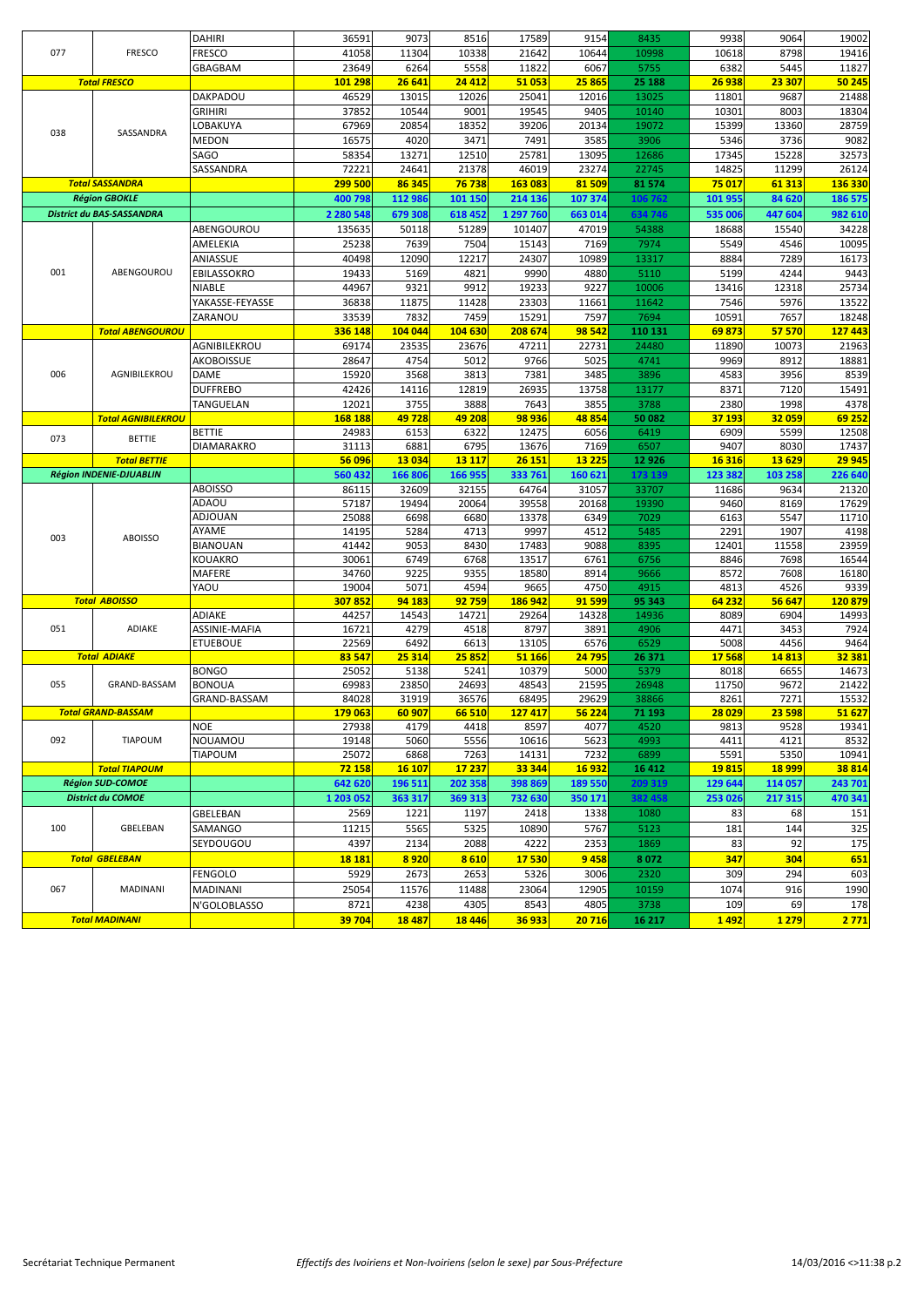| | | | | | | | | | | | |
|---|---|---|---|---|---|---|---|---|---|---|---|
| 077 | FRESCO | DAHIRI | 36591 | 9073 | 8516 | 17589 | 9154 | 8435 | 9938 | 9064 | 19002 |
| | | FRESCO | 41058 | 11304 | 10338 | 21642 | 10644 | 10998 | 10618 | 8798 | 19416 |
| | | GBAGBAM | 23649 | 6264 | 5558 | 11822 | 6067 | 5755 | 6382 | 5445 | 11827 |
| **Total FRESCO** | | | **101 298** | **26 641** | **24 412** | **51 053** | **25 865** | **25 188** | **26 938** | **23 307** | **50 245** |
| 038 | SASSANDRA | DAKPADOU | 46529 | 13015 | 12026 | 25041 | 12016 | 13025 | 11801 | 9687 | 21488 |
| | | GRIHIRI | 37852 | 10544 | 9001 | 19545 | 9405 | 10140 | 10301 | 8003 | 18304 |
| | | LOBAKUYA | 67969 | 20854 | 18352 | 39206 | 20134 | 19072 | 15399 | 13360 | 28759 |
| | | MEDON | 16575 | 4020 | 3471 | 7491 | 3585 | 3906 | 5346 | 3736 | 9082 |
| | | SAGO | 58354 | 13271 | 12510 | 25781 | 13095 | 12686 | 17345 | 15228 | 32573 |
| | | SASSANDRA | 72221 | 24641 | 21378 | 46019 | 23274 | 22745 | 14825 | 11299 | 26124 |
| **Total SASSANDRA** | | | **299 500** | **86 345** | **76 738** | **163 083** | **81 509** | **81 574** | **75 017** | **61 313** | **136 330** |
| **Région GBOKLE** | | | **400 798** | **112 986** | **101 150** | **214 136** | **107 374** | **106 762** | **101 955** | **84 620** | **186 575** |
| **District du BAS-SASSANDRA** | | | **2 280 548** | **679 308** | **618 452** | **1 297 760** | **663 014** | **634 746** | **535 006** | **447 604** | **982 610** |
| 001 | ABENGOUROU | ABENGOUROU | 135635 | 50118 | 51289 | 101407 | 47019 | 54388 | 18688 | 15540 | 34228 |
| | | AMELEKIA | 25238 | 7639 | 7504 | 15143 | 7169 | 7974 | 5549 | 4546 | 10095 |
| | | ANIASSUE | 40498 | 12090 | 12217 | 24307 | 10989 | 13317 | 8884 | 7289 | 16173 |
| | | EBILASSOKRO | 19433 | 5169 | 4821 | 9990 | 4880 | 5110 | 5199 | 4244 | 9443 |
| | | NIABLE | 44967 | 9321 | 9912 | 19233 | 9227 | 10006 | 13416 | 12318 | 25734 |
| | | YAKASSE-FEYASSE | 36838 | 11875 | 11428 | 23303 | 11661 | 11642 | 7546 | 5976 | 13522 |
| | | ZARANOU | 33539 | 7832 | 7459 | 15291 | 7597 | 7694 | 10591 | 7657 | 18248 |
| **Total ABENGOUROU** | | | **336 148** | **104 044** | **104 630** | **208 674** | **98 542** | **110 131** | **69 873** | **57 570** | **127 443** |
| 006 | AGNIBILEKROU | AGNIBILEKROU | 69174 | 23535 | 23676 | 47211 | 22731 | 24480 | 11890 | 10073 | 21963 |
| | | AKOBOISSUE | 28647 | 4754 | 5012 | 9766 | 5025 | 4741 | 9969 | 8912 | 18881 |
| | | DAME | 15920 | 3568 | 3813 | 7381 | 3485 | 3896 | 4583 | 3956 | 8539 |
| | | DUFFREBO | 42426 | 14116 | 12819 | 26935 | 13758 | 13177 | 8371 | 7120 | 15491 |
| | | TANGUELAN | 12021 | 3755 | 3888 | 7643 | 3855 | 3788 | 2380 | 1998 | 4378 |
| **Total AGNIBILEKROU** | | | **168 188** | **49 728** | **49 208** | **98 936** | **48 854** | **50 082** | **37 193** | **32 059** | **69 252** |
| 073 | BETTIE | BETTIE | 24983 | 6153 | 6322 | 12475 | 6056 | 6419 | 6909 | 5599 | 12508 |
| | | DIAMARAKRO | 31113 | 6881 | 6795 | 13676 | 7169 | 6507 | 9407 | 8030 | 17437 |
| **Total BETTIE** | | | **56 096** | **13 034** | **13 117** | **26 151** | **13 225** | **12 926** | **16 316** | **13 629** | **29 945** |
| **Région INDENIE-DJUABLIN** | | | **560 432** | **166 806** | **166 955** | **333 761** | **160 621** | **173 139** | **123 382** | **103 258** | **226 640** |
| 003 | ABOISSO | ABOISSO | 86115 | 32609 | 32155 | 64764 | 31057 | 33707 | 11686 | 9634 | 21320 |
| | | ADAOU | 57187 | 19494 | 20064 | 39558 | 20168 | 19390 | 9460 | 8169 | 17629 |
| | | ADJOUAN | 25088 | 6698 | 6680 | 13378 | 6349 | 7029 | 6163 | 5547 | 11710 |
| | | AYAME | 14195 | 5284 | 4713 | 9997 | 4512 | 5485 | 2291 | 1907 | 4198 |
| | | BIANOUAN | 41442 | 9053 | 8430 | 17483 | 9088 | 8395 | 12401 | 11558 | 23959 |
| | | KOUAKRO | 30061 | 6749 | 6768 | 13517 | 6761 | 6756 | 8846 | 7698 | 16544 |
| | | MAFERE | 34760 | 9225 | 9355 | 18580 | 8914 | 9666 | 8572 | 7608 | 16180 |
| | | YAOU | 19004 | 5071 | 4594 | 9665 | 4750 | 4915 | 4813 | 4526 | 9339 |
| **Total ABOISSO** | | | **307 852** | **94 183** | **92 759** | **186 942** | **91 599** | **95 343** | **64 232** | **56 647** | **120 879** |
| 051 | ADIAKE | ADIAKE | 44257 | 14543 | 14721 | 29264 | 14328 | 14936 | 8089 | 6904 | 14993 |
| | | ASSINIE-MAFIA | 16721 | 4279 | 4518 | 8797 | 3891 | 4906 | 4471 | 3453 | 7924 |
| | | ETUEBOUE | 22569 | 6492 | 6613 | 13105 | 6576 | 6529 | 5008 | 4456 | 9464 |
| **Total ADIAKE** | | | **83 547** | **25 314** | **25 852** | **51 166** | **24 795** | **26 371** | **17 568** | **14 813** | **32 381** |
| 055 | GRAND-BASSAM | BONGO | 25052 | 5138 | 5241 | 10379 | 5000 | 5379 | 8018 | 6655 | 14673 |
| | | BONOUA | 69983 | 23850 | 24693 | 48543 | 21595 | 26948 | 11750 | 9672 | 21422 |
| | | GRAND-BASSAM | 84028 | 31919 | 36576 | 68495 | 29629 | 38866 | 8261 | 7271 | 15532 |
| **Total GRAND-BASSAM** | | | **179 063** | **60 907** | **66 510** | **127 417** | **56 224** | **71 193** | **28 029** | **23 598** | **51 627** |
| 092 | TIAPOUM | NOE | 27938 | 4179 | 4418 | 8597 | 4077 | 4520 | 9813 | 9528 | 19341 |
| | | NOUAMOU | 19148 | 5060 | 5556 | 10616 | 5623 | 4993 | 4411 | 4121 | 8532 |
| | | TIAPOUM | 25072 | 6868 | 7263 | 14131 | 7232 | 6899 | 5591 | 5350 | 10941 |
| **Total TIAPOUM** | | | **72 158** | **16 107** | **17 237** | **33 344** | **16 932** | **16 412** | **19 815** | **18 999** | **38 814** |
| **Région SUD-COMOE** | | | **642 620** | **196 511** | **202 358** | **398 869** | **189 550** | **209 319** | **129 644** | **114 057** | **243 701** |
| **District du COMOE** | | | **1 203 052** | **363 317** | **369 313** | **732 630** | **350 171** | **382 458** | **253 026** | **217 315** | **470 341** |
| 100 | GBELEBAN | GBELEBAN | 2569 | 1221 | 1197 | 2418 | 1338 | 1080 | 83 | 68 | 151 |
| | | SAMANGO | 11215 | 5565 | 5325 | 10890 | 5767 | 5123 | 181 | 144 | 325 |
| | | SEYDOUGOU | 4397 | 2134 | 2088 | 4222 | 2353 | 1869 | 83 | 92 | 175 |
| **Total GBELEBAN** | | | **18 181** | **8 920** | **8 610** | **17 530** | **9 458** | **8 072** | **347** | **304** | **651** |
| 067 | MADINANI | FENGOLO | 5929 | 2673 | 2653 | 5326 | 3006 | 2320 | 309 | 294 | 603 |
| | | MADINANI | 25054 | 11576 | 11488 | 23064 | 12905 | 10159 | 1074 | 916 | 1990 |
| | | N'GOLOBLASSO | 8721 | 4238 | 4305 | 8543 | 4805 | 3738 | 109 | 69 | 178 |
| **Total MADINANI** | | | **39 704** | **18 487** | **18 446** | **36 933** | **20 716** | **16 217** | **1 492** | **1 279** | **2 771** |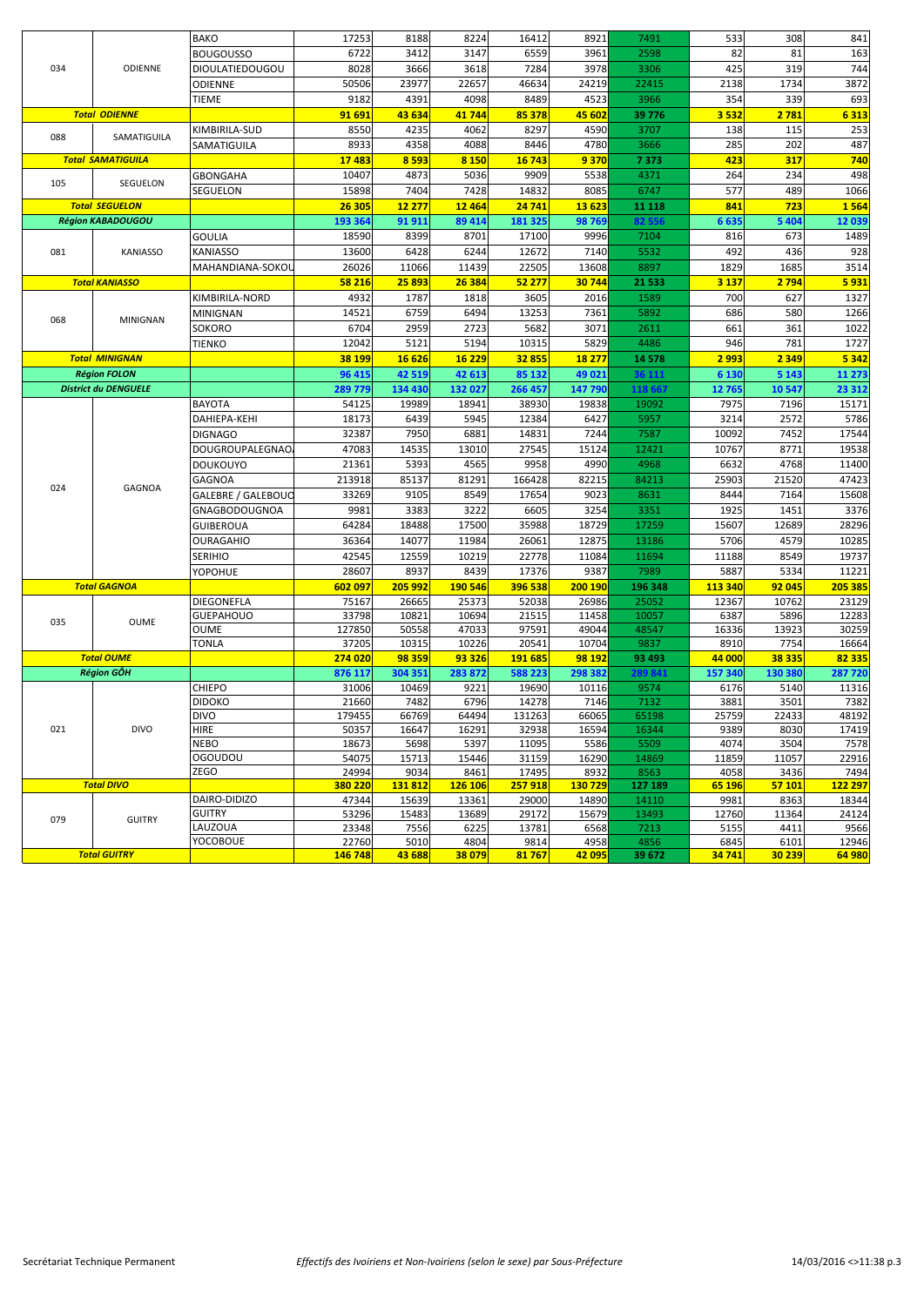| | | | | | | | | | | | |
|---|---|---|---|---|---|---|---|---|---|---|---|
| 034 | ODIENNE | BAKO | 17253 | 8188 | 8224 | 16412 | 8921 | 7491 | 533 | 308 | 841 |
| | | BOUGOUSSO | 6722 | 3412 | 3147 | 6559 | 3961 | 2598 | 82 | 81 | 163 |
| | | DIOULATIEDOUGOU | 8028 | 3666 | 3618 | 7284 | 3978 | 3306 | 425 | 319 | 744 |
| | | ODIENNE | 50506 | 23977 | 22657 | 46634 | 24219 | 22415 | 2138 | 1734 | 3872 |
| | | TIEME | 9182 | 4391 | 4098 | 8489 | 4523 | 3966 | 354 | 339 | 693 |
| ***Total ODIENNE*** | | | **91 691** | **43 634** | **41 744** | **85 378** | **45 602** | **39 776** | **3 532** | **2 781** | **6 313** |
| 088 | SAMATIGUILA | KIMBIRILA-SUD | 8550 | 4235 | 4062 | 8297 | 4590 | 3707 | 138 | 115 | 253 |
| | | SAMATIGUILA | 8933 | 4358 | 4088 | 8446 | 4780 | 3666 | 285 | 202 | 487 |
| ***Total SAMATIGUILA*** | | | **17 483** | **8 593** | **8 150** | **16 743** | **9 370** | **7 373** | **423** | **317** | **740** |
| 105 | SEGUELON | GBONGAHA | 10407 | 4873 | 5036 | 9909 | 5538 | 4371 | 264 | 234 | 498 |
| | | SEGUELON | 15898 | 7404 | 7428 | 14832 | 8085 | 6747 | 577 | 489 | 1066 |
| ***Total SEGUELON*** | | | **26 305** | **12 277** | **12 464** | **24 741** | **13 623** | **11 118** | **841** | **723** | **1 564** |
| ***Région KABADOUGOU*** | | | **193 364** | **91 911** | **89 414** | **181 325** | **98 769** | **82 556** | **6 635** | **5 404** | **12 039** |
| 081 | KANIASSO | GOULIA | 18590 | 8399 | 8701 | 17100 | 9996 | 7104 | 816 | 673 | 1489 |
| | | KANIASSO | 13600 | 6428 | 6244 | 12672 | 7140 | 5532 | 492 | 436 | 928 |
| | | MAHANDIANA-SOKOU | 26026 | 11066 | 11439 | 22505 | 13608 | 8897 | 1829 | 1685 | 3514 |
| ***Total KANIASSO*** | | | **58 216** | **25 893** | **26 384** | **52 277** | **30 744** | **21 533** | **3 137** | **2 794** | **5 931** |
| 068 | MINIGNAN | KIMBIRILA-NORD | 4932 | 1787 | 1818 | 3605 | 2016 | 1589 | 700 | 627 | 1327 |
| | | MINIGNAN | 14521 | 6759 | 6494 | 13253 | 7361 | 5892 | 686 | 580 | 1266 |
| | | SOKORO | 6704 | 2959 | 2723 | 5682 | 3071 | 2611 | 661 | 361 | 1022 |
| | | TIENKO | 12042 | 5121 | 5194 | 10315 | 5829 | 4486 | 946 | 781 | 1727 |
| ***Total MINIGNAN*** | | | **38 199** | **16 626** | **16 229** | **32 855** | **18 277** | **14 578** | **2 993** | **2 349** | **5 342** |
| ***Région FOLON*** | | | **96 415** | **42 519** | **42 613** | **85 132** | **49 021** | **36 111** | **6 130** | **5 143** | **11 273** |
| ***District du DENGUELE*** | | | **289 779** | **134 430** | **132 027** | **266 457** | **147 790** | **118 667** | **12 765** | **10 547** | **23 312** |
| 024 | GAGNOA | BAYOTA | 54125 | 19989 | 18941 | 38930 | 19838 | 19092 | 7975 | 7196 | 15171 |
| | | DAHIEPA-KEHI | 18173 | 6439 | 5945 | 12384 | 6427 | 5957 | 3214 | 2572 | 5786 |
| | | DIGNAGO | 32387 | 7950 | 6881 | 14831 | 7244 | 7587 | 10092 | 7452 | 17544 |
| | | DOUGROUPALEGNAO | 47083 | 14535 | 13010 | 27545 | 15124 | 12421 | 10767 | 8771 | 19538 |
| | | DOUKOUYO | 21361 | 5393 | 4565 | 9958 | 4990 | 4968 | 6632 | 4768 | 11400 |
| | | GAGNOA | 213918 | 85137 | 81291 | 166428 | 82215 | 84213 | 25903 | 21520 | 47423 |
| | | GALEBRE / GALEBOUO | 33269 | 9105 | 8549 | 17654 | 9023 | 8631 | 8444 | 7164 | 15608 |
| | | GNAGBODOUGNOA | 9981 | 3383 | 3222 | 6605 | 3254 | 3351 | 1925 | 1451 | 3376 |
| | | GUIBEROUA | 64284 | 18488 | 17500 | 35988 | 18729 | 17259 | 15607 | 12689 | 28296 |
| | | OURAGAHIO | 36364 | 14077 | 11984 | 26061 | 12875 | 13186 | 5706 | 4579 | 10285 |
| | | SERIHIO | 42545 | 12559 | 10219 | 22778 | 11084 | 11694 | 11188 | 8549 | 19737 |
| | | YOPOHUE | 28607 | 8937 | 8439 | 17376 | 9387 | 7989 | 5887 | 5334 | 11221 |
| ***Total GAGNOA*** | | | **602 097** | **205 992** | **190 546** | **396 538** | **200 190** | **196 348** | **113 340** | **92 045** | **205 385** |
| 035 | OUME | DIEGONEFLA | 75167 | 26665 | 25373 | 52038 | 26986 | 25052 | 12367 | 10762 | 23129 |
| | | GUEPAHOUO | 33798 | 10821 | 10694 | 21515 | 11458 | 10057 | 6387 | 5896 | 12283 |
| | | OUME | 127850 | 50558 | 47033 | 97591 | 49044 | 48547 | 16336 | 13923 | 30259 |
| | | TONLA | 37205 | 10315 | 10226 | 20541 | 10704 | 9837 | 8910 | 7754 | 16664 |
| ***Total OUME*** | | | **274 020** | **98 359** | **93 326** | **191 685** | **98 192** | **93 493** | **44 000** | **38 335** | **82 335** |
| ***Région GÔH*** | | | **876 117** | **304 351** | **283 872** | **588 223** | **298 382** | **289 841** | **157 340** | **130 380** | **287 720** |
| 021 | DIVO | CHIEPO | 31006 | 10469 | 9221 | 19690 | 10116 | 9574 | 6176 | 5140 | 11316 |
| | | DIDOKO | 21660 | 7482 | 6796 | 14278 | 7146 | 7132 | 3881 | 3501 | 7382 |
| | | DIVO | 179455 | 66769 | 64494 | 131263 | 66065 | 65198 | 25759 | 22433 | 48192 |
| | | HIRE | 50357 | 16647 | 16291 | 32938 | 16594 | 16344 | 9389 | 8030 | 17419 |
| | | NEBO | 18673 | 5698 | 5397 | 11095 | 5586 | 5509 | 4074 | 3504 | 7578 |
| | | OGOUDOU | 54075 | 15713 | 15446 | 31159 | 16290 | 14869 | 11859 | 11057 | 22916 |
| | | ZEGO | 24994 | 9034 | 8461 | 17495 | 8932 | 8563 | 4058 | 3436 | 7494 |
| ***Total DIVO*** | | | **380 220** | **131 812** | **126 106** | **257 918** | **130 729** | **127 189** | **65 196** | **57 101** | **122 297** |
| 079 | GUITRY | DAIRO-DIDIZO | 47344 | 15639 | 13361 | 29000 | 14890 | 14110 | 9981 | 8363 | 18344 |
| | | GUITRY | 53296 | 15483 | 13689 | 29172 | 15679 | 13493 | 12760 | 11364 | 24124 |
| | | LAUZOUA | 23348 | 7556 | 6225 | 13781 | 6568 | 7213 | 5155 | 4411 | 9566 |
| | | YOCOBOUE | 22760 | 5010 | 4804 | 9814 | 4958 | 4856 | 6845 | 6101 | 12946 |
| ***Total GUITRY*** | | | **146 748** | **43 688** | **38 079** | **81 767** | **42 095** | **39 672** | **34 741** | **30 239** | **64 980** |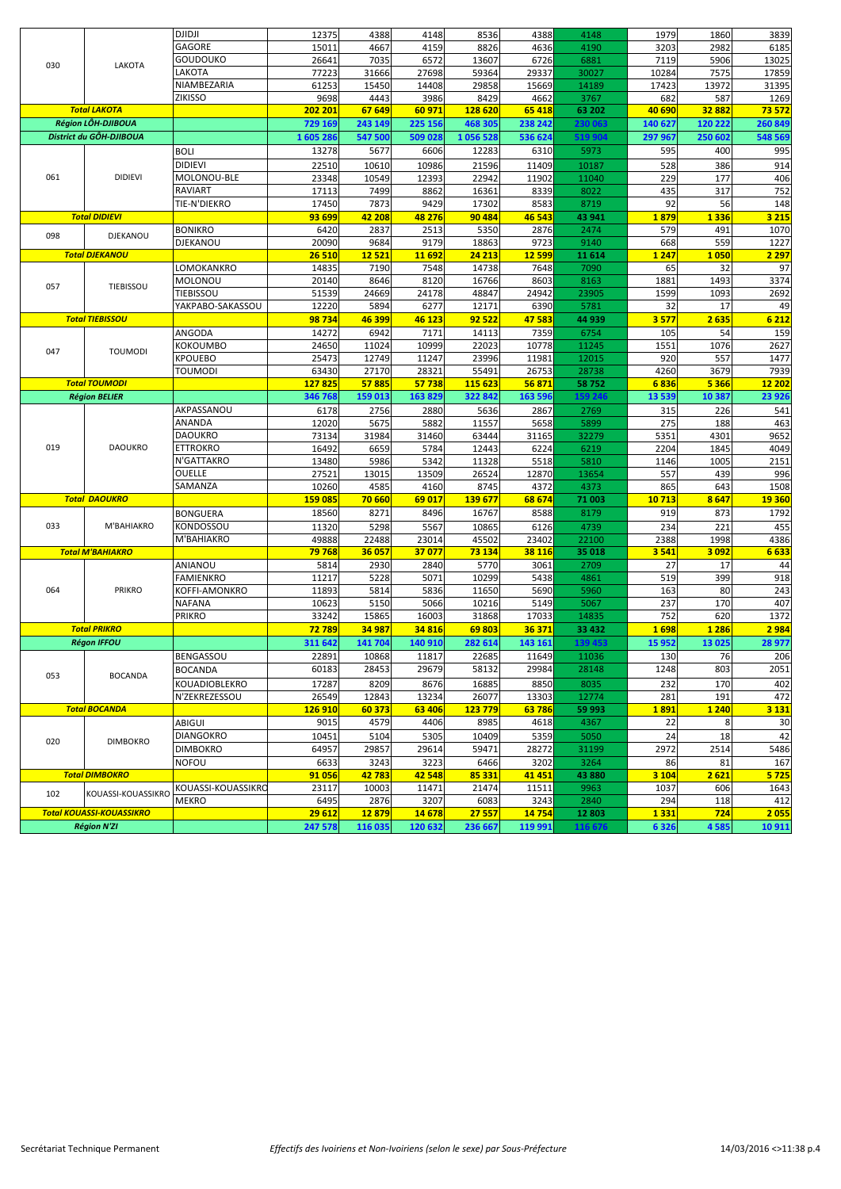| | | | | | | | | | | | |
|---|---|---|---|---|---|---|---|---|---|---|---|
| 030 | LAKOTA | DJIDJI | 12375 | 4388 | 4148 | 8536 | 4388 | 4148 | 1979 | 1860 | 3839 |
| | | GAGORE | 15011 | 4667 | 4159 | 8826 | 4636 | 4190 | 3203 | 2982 | 6185 |
| | | GOUDOUKO | 26641 | 7035 | 6572 | 13607 | 6726 | 6881 | 7119 | 5906 | 13025 |
| | | LAKOTA | 77223 | 31666 | 27698 | 59364 | 29337 | 30027 | 10284 | 7575 | 17859 |
| | | NIAMBEZARIA | 61253 | 15450 | 14408 | 29858 | 15669 | 14189 | 17423 | 13972 | 31395 |
| | | ZIKISSO | 9698 | 4443 | 3986 | 8429 | 4662 | 3767 | 682 | 587 | 1269 |
| **Total LAKOTA** | | | **202 201** | **67 649** | **60 971** | **128 620** | **65 418** | **63 202** | **40 690** | **32 882** | **73 572** |
| **Région LÔH-DJIBOUA** | | | **729 169** | **243 149** | **225 156** | **468 305** | **238 242** | **230 063** | **140 627** | **120 222** | **260 849** |
| **District du GÔH-DJIBOUA** | | | **1 605 286** | **547 500** | **509 028** | **1 056 528** | **536 624** | **519 904** | **297 967** | **250 602** | **548 569** |
| 061 | DIDIEVI | BOLI | 13278 | 5677 | 6606 | 12283 | 6310 | 5973 | 595 | 400 | 995 |
| | | DIDIEVI | 22510 | 10610 | 10986 | 21596 | 11409 | 10187 | 528 | 386 | 914 |
| | | MOLONOU-BLE | 23348 | 10549 | 12393 | 22942 | 11902 | 11040 | 229 | 177 | 406 |
| | | RAVIART | 17113 | 7499 | 8862 | 16361 | 8339 | 8022 | 435 | 317 | 752 |
| | | TIE-N'DIEKRO | 17450 | 7873 | 9429 | 17302 | 8583 | 8719 | 92 | 56 | 148 |
| **Total DIDIEVI** | | | **93 699** | **42 208** | **48 276** | **90 484** | **46 543** | **43 941** | **1 879** | **1 336** | **3 215** |
| 098 | DJEKANOU | BONIKRO | 6420 | 2837 | 2513 | 5350 | 2876 | 2474 | 579 | 491 | 1070 |
| | | DJEKANOU | 20090 | 9684 | 9179 | 18863 | 9723 | 9140 | 668 | 559 | 1227 |
| **Total DJEKANOU** | | | **26 510** | **12 521** | **11 692** | **24 213** | **12 599** | **11 614** | **1 247** | **1 050** | **2 297** |
| 057 | TIEBISSOU | LOMOKANKRO | 14835 | 7190 | 7548 | 14738 | 7648 | 7090 | 65 | 32 | 97 |
| | | MOLONOU | 20140 | 8646 | 8120 | 16766 | 8603 | 8163 | 1881 | 1493 | 3374 |
| | | TIEBISSOU | 51539 | 24669 | 24178 | 48847 | 24942 | 23905 | 1599 | 1093 | 2692 |
| | | YAKPABO-SAKASSOU | 12220 | 5894 | 6277 | 12171 | 6390 | 5781 | 32 | 17 | 49 |
| **Total TIEBISSOU** | | | **98 734** | **46 399** | **46 123** | **92 522** | **47 583** | **44 939** | **3 577** | **2 635** | **6 212** |
| 047 | TOUMODI | ANGODA | 14272 | 6942 | 7171 | 14113 | 7359 | 6754 | 105 | 54 | 159 |
| | | KOKOUMBO | 24650 | 11024 | 10999 | 22023 | 10778 | 11245 | 1551 | 1076 | 2627 |
| | | KPOUEBO | 25473 | 12749 | 11247 | 23996 | 11981 | 12015 | 920 | 557 | 1477 |
| | | TOUMODI | 63430 | 27170 | 28321 | 55491 | 26753 | 28738 | 4260 | 3679 | 7939 |
| **Total TOUMODI** | | | **127 825** | **57 885** | **57 738** | **115 623** | **56 871** | **58 752** | **6 836** | **5 366** | **12 202** |
| **Région BELIER** | | | **346 768** | **159 013** | **163 829** | **322 842** | **163 596** | **159 246** | **13 539** | **10 387** | **23 926** |
| 019 | DAOUKRO | AKPASSANOU | 6178 | 2756 | 2880 | 5636 | 2867 | 2769 | 315 | 226 | 541 |
| | | ANANDA | 12020 | 5675 | 5882 | 11557 | 5658 | 5899 | 275 | 188 | 463 |
| | | DAOUKRO | 73134 | 31984 | 31460 | 63444 | 31165 | 32279 | 5351 | 4301 | 9652 |
| | | ETTROKRO | 16492 | 6659 | 5784 | 12443 | 6224 | 6219 | 2204 | 1845 | 4049 |
| | | N'GATTAKRO | 13480 | 5986 | 5342 | 11328 | 5518 | 5810 | 1146 | 1005 | 2151 |
| | | OUELLE | 27521 | 13015 | 13509 | 26524 | 12870 | 13654 | 557 | 439 | 996 |
| | | SAMANZA | 10260 | 4585 | 4160 | 8745 | 4372 | 4373 | 865 | 643 | 1508 |
| **Total DAOUKRO** | | | **159 085** | **70 660** | **69 017** | **139 677** | **68 674** | **71 003** | **10 713** | **8 647** | **19 360** |
| 033 | M'BAHIAKRO | BONGUERA | 18560 | 8271 | 8496 | 16767 | 8588 | 8179 | 919 | 873 | 1792 |
| | | KONDOSSOU | 11320 | 5298 | 5567 | 10865 | 6126 | 4739 | 234 | 221 | 455 |
| | | M'BAHIAKRO | 49888 | 22488 | 23014 | 45502 | 23402 | 22100 | 2388 | 1998 | 4386 |
| **Total M'BAHIAKRO** | | | **79 768** | **36 057** | **37 077** | **73 134** | **38 116** | **35 018** | **3 541** | **3 092** | **6 633** |
| 064 | PRIKRO | ANIANOU | 5814 | 2930 | 2840 | 5770 | 3061 | 2709 | 27 | 17 | 44 |
| | | FAMIENKRO | 11217 | 5228 | 5071 | 10299 | 5438 | 4861 | 519 | 399 | 918 |
| | | KOFFI-AMONKRO | 11893 | 5814 | 5836 | 11650 | 5690 | 5960 | 163 | 80 | 243 |
| | | NAFANA | 10623 | 5150 | 5066 | 10216 | 5149 | 5067 | 237 | 170 | 407 |
| | | PRIKRO | 33242 | 15865 | 16003 | 31868 | 17033 | 14835 | 752 | 620 | 1372 |
| **Total PRIKRO** | | | **72 789** | **34 987** | **34 816** | **69 803** | **36 371** | **33 432** | **1 698** | **1 286** | **2 984** |
| **Régon IFFOU** | | | **311 642** | **141 704** | **140 910** | **282 614** | **143 161** | **139 453** | **15 952** | **13 025** | **28 977** |
| 053 | BOCANDA | BENGASSOU | 22891 | 10868 | 11817 | 22685 | 11649 | 11036 | 130 | 76 | 206 |
| | | BOCANDA | 60183 | 28453 | 29679 | 58132 | 29984 | 28148 | 1248 | 803 | 2051 |
| | | KOUADIOBLEKRO | 17287 | 8209 | 8676 | 16885 | 8850 | 8035 | 232 | 170 | 402 |
| | | N'ZEKREZESSOU | 26549 | 12843 | 13234 | 26077 | 13303 | 12774 | 281 | 191 | 472 |
| **Total BOCANDA** | | | **126 910** | **60 373** | **63 406** | **123 779** | **63 786** | **59 993** | **1 891** | **1 240** | **3 131** |
| 020 | DIMBOKRO | ABIGUI | 9015 | 4579 | 4406 | 8985 | 4618 | 4367 | 22 | 8 | 30 |
| | | DIANGOKRO | 10451 | 5104 | 5305 | 10409 | 5359 | 5050 | 24 | 18 | 42 |
| | | DIMBOKRO | 64957 | 29857 | 29614 | 59471 | 28272 | 31199 | 2972 | 2514 | 5486 |
| | | NOFOU | 6633 | 3243 | 3223 | 6466 | 3202 | 3264 | 86 | 81 | 167 |
| **Total DIMBOKRO** | | | **91 056** | **42 783** | **42 548** | **85 331** | **41 451** | **43 880** | **3 104** | **2 621** | **5 725** |
| 102 | KOUASSI-KOUASSIKRO | KOUASSI-KOUASSIKRO | 23117 | 10003 | 11471 | 21474 | 11511 | 9963 | 1037 | 606 | 1643 |
| | | MEKRO | 6495 | 2876 | 3207 | 6083 | 3243 | 2840 | 294 | 118 | 412 |
| **Total KOUASSI-KOUASSIKRO** | | | **29 612** | **12 879** | **14 678** | **27 557** | **14 754** | **12 803** | **1 331** | **724** | **2 055** |
| **Région N'ZI** | | | **247 578** | **116 035** | **120 632** | **236 667** | **119 991** | **116 676** | **6 326** | **4 585** | **10 911** |

Secrétariat Technique Permanent — *Effectifs des Ivoiriens et Non-Ivoiriens (selon le sexe) par Sous-Préfecture* — 14/03/2016 <>11:38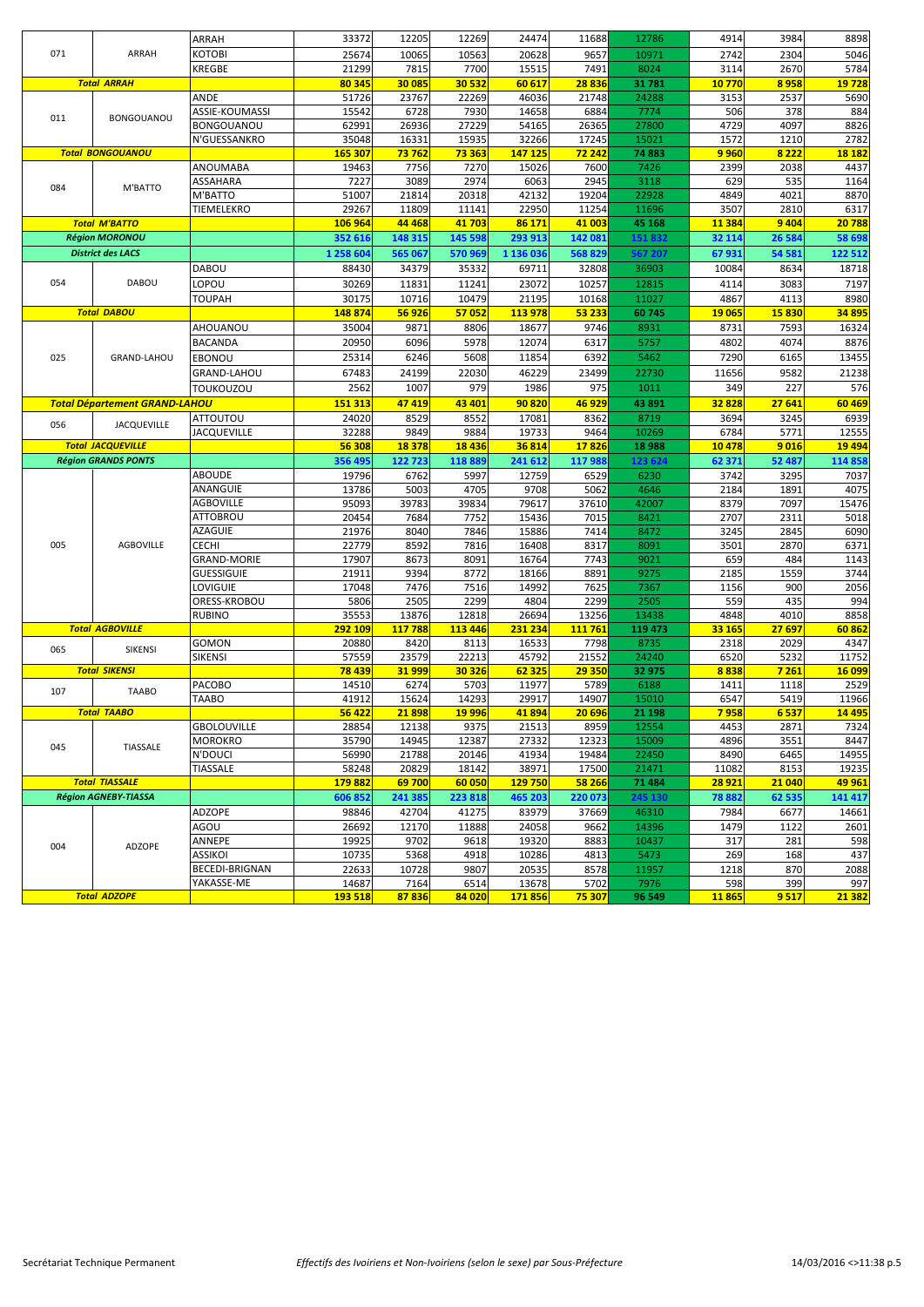| | | | | | | | | | | | |
|---|---|---|---|---|---|---|---|---|---|---|---|
| 071 | ARRAH | ARRAH | 33372 | 12205 | 12269 | 24474 | 11688 | 12786 | 4914 | 3984 | 8898 |
| | | KOTOBI | 25674 | 10065 | 10563 | 20628 | 9657 | 10971 | 2742 | 2304 | 5046 |
| | | KREGBE | 21299 | 7815 | 7700 | 15515 | 7491 | 8024 | 3114 | 2670 | 5784 |
| **Total ARRAH** | | | **80 345** | **30 085** | **30 532** | **60 617** | **28 836** | **31 781** | **10 770** | **8 958** | **19 728** |
| 011 | BONGOUANOU | ANDE | 51726 | 23767 | 22269 | 46036 | 21748 | 24288 | 3153 | 2537 | 5690 |
| | | ASSIE-KOUMASSI | 15542 | 6728 | 7930 | 14658 | 6884 | 7774 | 506 | 378 | 884 |
| | | BONGOUANOU | 62991 | 26936 | 27229 | 54165 | 26365 | 27800 | 4729 | 4097 | 8826 |
| | | N'GUESSANKRO | 35048 | 16331 | 15935 | 32266 | 17245 | 15021 | 1572 | 1210 | 2782 |
| **Total BONGOUANOU** | | | **165 307** | **73 762** | **73 363** | **147 125** | **72 242** | **74 883** | **9 960** | **8 222** | **18 182** |
| 084 | M'BATTO | ANOUMABA | 19463 | 7756 | 7270 | 15026 | 7600 | 7426 | 2399 | 2038 | 4437 |
| | | ASSAHARA | 7227 | 3089 | 2974 | 6063 | 2945 | 3118 | 629 | 535 | 1164 |
| | | M'BATTO | 51007 | 21814 | 20318 | 42132 | 19204 | 22928 | 4849 | 4021 | 8870 |
| | | TIEMELEKRO | 29267 | 11809 | 11141 | 22950 | 11254 | 11696 | 3507 | 2810 | 6317 |
| **Total M'BATTO** | | | **106 964** | **44 468** | **41 703** | **86 171** | **41 003** | **45 168** | **11 384** | **9 404** | **20 788** |
| **Région MORONOU** | | | **352 616** | **148 315** | **145 598** | **293 913** | **142 081** | **151 832** | **32 114** | **26 584** | **58 698** |
| **District des LACS** | | | **1 258 604** | **565 067** | **570 969** | **1 136 036** | **568 829** | **567 207** | **67 931** | **54 581** | **122 512** |
| 054 | DABOU | DABOU | 88430 | 34379 | 35332 | 69711 | 32808 | 36903 | 10084 | 8634 | 18718 |
| | | LOPOU | 30269 | 11831 | 11241 | 23072 | 10257 | 12815 | 4114 | 3083 | 7197 |
| | | TOUPAH | 30175 | 10716 | 10479 | 21195 | 10168 | 11027 | 4867 | 4113 | 8980 |
| **Total DABOU** | | | **148 874** | **56 926** | **57 052** | **113 978** | **53 233** | **60 745** | **19 065** | **15 830** | **34 895** |
| 025 | GRAND-LAHOU | AHOUANOU | 35004 | 9871 | 8806 | 18677 | 9746 | 8931 | 8731 | 7593 | 16324 |
| | | BACANDA | 20950 | 6096 | 5978 | 12074 | 6317 | 5757 | 4802 | 4074 | 8876 |
| | | EBONOU | 25314 | 6246 | 5608 | 11854 | 6392 | 5462 | 7290 | 6165 | 13455 |
| | | GRAND-LAHOU | 67483 | 24199 | 22030 | 46229 | 23499 | 22730 | 11656 | 9582 | 21238 |
| | | TOUKOUZOU | 2562 | 1007 | 979 | 1986 | 975 | 1011 | 349 | 227 | 576 |
| **Total Département GRAND-LAHOU** | | | **151 313** | **47 419** | **43 401** | **90 820** | **46 929** | **43 891** | **32 828** | **27 641** | **60 469** |
| 056 | JACQUEVILLE | ATTOUTOU | 24020 | 8529 | 8552 | 17081 | 8362 | 8719 | 3694 | 3245 | 6939 |
| | | JACQUEVILLE | 32288 | 9849 | 9884 | 19733 | 9464 | 10269 | 6784 | 5771 | 12555 |
| **Total JACQUEVILLE** | | | **56 308** | **18 378** | **18 436** | **36 814** | **17 826** | **18 988** | **10 478** | **9 016** | **19 494** |
| **Région GRANDS PONTS** | | | **356 495** | **122 723** | **118 889** | **241 612** | **117 988** | **123 624** | **62 371** | **52 487** | **114 858** |
| 005 | AGBOVILLE | ABOUDE | 19796 | 6762 | 5997 | 12759 | 6529 | 6230 | 3742 | 3295 | 7037 |
| | | ANANGUIE | 13786 | 5003 | 4705 | 9708 | 5062 | 4646 | 2184 | 1891 | 4075 |
| | | AGBOVILLE | 95093 | 39783 | 39834 | 79617 | 37610 | 42007 | 8379 | 7097 | 15476 |
| | | ATTOBROU | 20454 | 7684 | 7752 | 15436 | 7015 | 8421 | 2707 | 2311 | 5018 |
| | | AZAGUIE | 21976 | 8040 | 7846 | 15886 | 7414 | 8472 | 3245 | 2845 | 6090 |
| | | CECHI | 22779 | 8592 | 7816 | 16408 | 8317 | 8091 | 3501 | 2870 | 6371 |
| | | GRAND-MORIE | 17907 | 8673 | 8091 | 16764 | 7743 | 9021 | 659 | 484 | 1143 |
| | | GUESSIGUIE | 21911 | 9394 | 8772 | 18166 | 8891 | 9275 | 2185 | 1559 | 3744 |
| | | LOVIGUIE | 17048 | 7476 | 7516 | 14992 | 7625 | 7367 | 1156 | 900 | 2056 |
| | | ORESS-KROBOU | 5806 | 2505 | 2299 | 4804 | 2299 | 2505 | 559 | 435 | 994 |
| | | RUBINO | 35553 | 13876 | 12818 | 26694 | 13256 | 13438 | 4848 | 4010 | 8858 |
| **Total AGBOVILLE** | | | **292 109** | **117 788** | **113 446** | **231 234** | **111 761** | **119 473** | **33 165** | **27 697** | **60 862** |
| 065 | SIKENSI | GOMON | 20880 | 8420 | 8113 | 16533 | 7798 | 8735 | 2318 | 2029 | 4347 |
| | | SIKENSI | 57559 | 23579 | 22213 | 45792 | 21552 | 24240 | 6520 | 5232 | 11752 |
| **Total SIKENSI** | | | **78 439** | **31 999** | **30 326** | **62 325** | **29 350** | **32 975** | **8 838** | **7 261** | **16 099** |
| 107 | TAABO | PACOBO | 14510 | 6274 | 5703 | 11977 | 5789 | 6188 | 1411 | 1118 | 2529 |
| | | TAABO | 41912 | 15624 | 14293 | 29917 | 14907 | 15010 | 6547 | 5419 | 11966 |
| **Total TAABO** | | | **56 422** | **21 898** | **19 996** | **41 894** | **20 696** | **21 198** | **7 958** | **6 537** | **14 495** |
| 045 | TIASSALE | GBOLOUVILLE | 28854 | 12138 | 9375 | 21513 | 8959 | 12554 | 4453 | 2871 | 7324 |
| | | MOROKRO | 35790 | 14945 | 12387 | 27332 | 12323 | 15009 | 4896 | 3551 | 8447 |
| | | N'DOUCI | 56990 | 21788 | 20146 | 41934 | 19484 | 22450 | 8490 | 6465 | 14955 |
| | | TIASSALE | 58248 | 20829 | 18142 | 38971 | 17500 | 21471 | 11082 | 8153 | 19235 |
| **Total TIASSALE** | | | **179 882** | **69 700** | **60 050** | **129 750** | **58 266** | **71 484** | **28 921** | **21 040** | **49 961** |
| **Région AGNEBY-TIASSA** | | | **606 852** | **241 385** | **223 818** | **465 203** | **220 073** | **245 130** | **78 882** | **62 535** | **141 417** |
| 004 | ADZOPE | ADZOPE | 98846 | 42704 | 41275 | 83979 | 37669 | 46310 | 7984 | 6677 | 14661 |
| | | AGOU | 26692 | 12170 | 11888 | 24058 | 9662 | 14396 | 1479 | 1122 | 2601 |
| | | ANNEPE | 19925 | 9702 | 9618 | 19320 | 8883 | 10437 | 317 | 281 | 598 |
| | | ASSIKOI | 10735 | 5368 | 4918 | 10286 | 4813 | 5473 | 269 | 168 | 437 |
| | | BECEDI-BRIGNAN | 22633 | 10728 | 9807 | 20535 | 8578 | 11957 | 1218 | 870 | 2088 |
| | | YAKASSE-ME | 14687 | 7164 | 6514 | 13678 | 5702 | 7976 | 598 | 399 | 997 |
| **Total ADZOPE** | | | **193 518** | **87 836** | **84 020** | **171 856** | **75 307** | **96 549** | **11 865** | **9 517** | **21 382** |

Secrétariat Technique Permanent — *Effectifs des Ivoiriens et Non-Ivoiriens (selon le sexe) par Sous-Préfecture*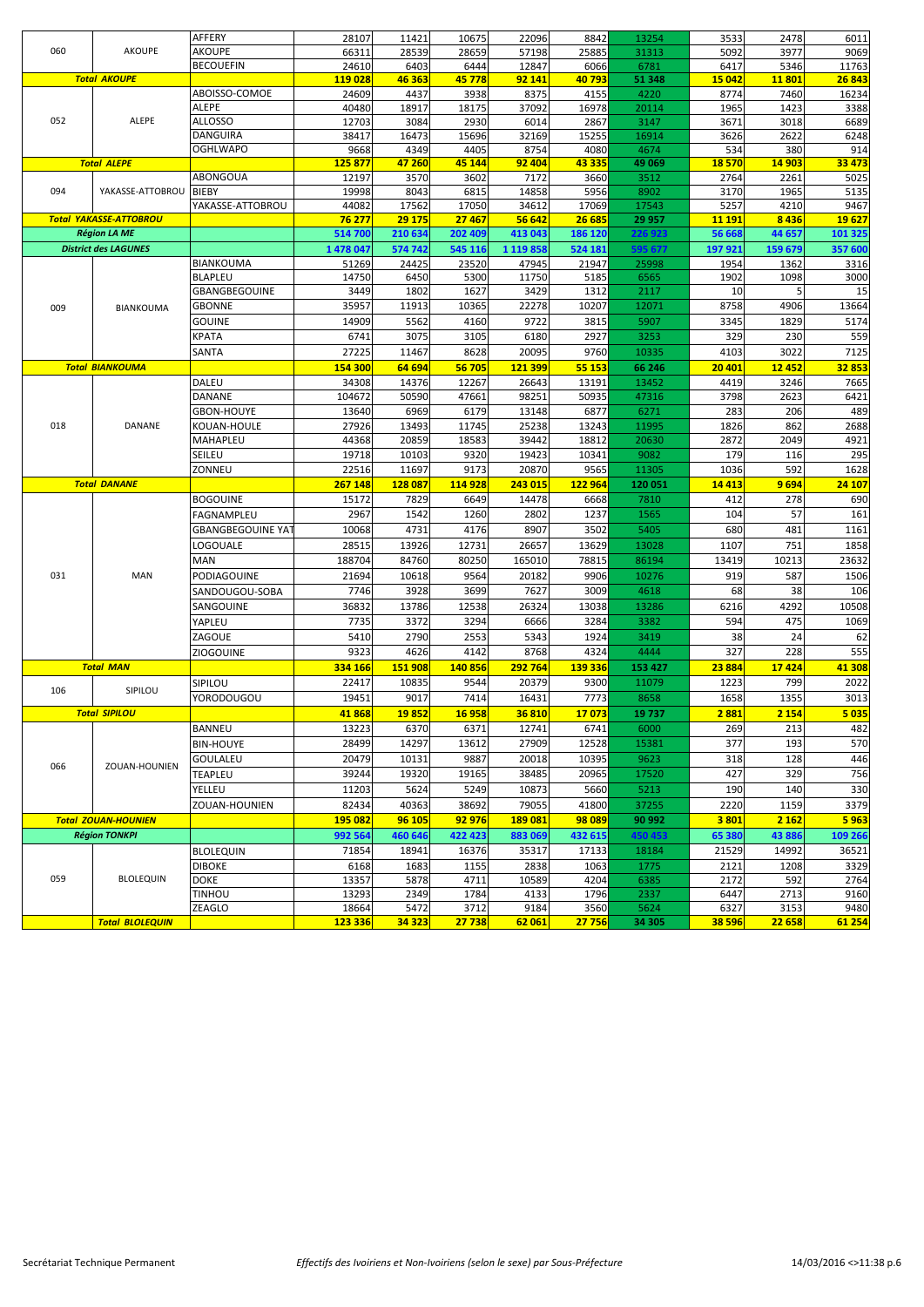| | | | | | | | | | | | |
|---|---|---|---|---|---|---|---|---|---|---|---|
| 060 | AKOUPE | AFFERY | 28107 | 11421 | 10675 | 22096 | 8842 | 13254 | 3533 | 2478 | 6011 |
| | | AKOUPE | 66311 | 28539 | 28659 | 57198 | 25885 | 31313 | 5092 | 3977 | 9069 |
| | | BECOUEFIN | 24610 | 6403 | 6444 | 12847 | 6066 | 6781 | 6417 | 5346 | 11763 |
| **Total AKOUPE** | | | **119 028** | **46 363** | **45 778** | **92 141** | **40 793** | **51 348** | **15 042** | **11 801** | **26 843** |
| 052 | ALEPE | ABOISSO-COMOE | 24609 | 4437 | 3938 | 8375 | 4155 | 4220 | 8774 | 7460 | 16234 |
| | | ALEPE | 40480 | 18917 | 18175 | 37092 | 16978 | 20114 | 1965 | 1423 | 3388 |
| | | ALLOSSO | 12703 | 3084 | 2930 | 6014 | 2867 | 3147 | 3671 | 3018 | 6689 |
| | | DANGUIRA | 38417 | 16473 | 15696 | 32169 | 15255 | 16914 | 3626 | 2622 | 6248 |
| | | OGHLWAPO | 9668 | 4349 | 4405 | 8754 | 4080 | 4674 | 534 | 380 | 914 |
| **Total ALEPE** | | | **125 877** | **47 260** | **45 144** | **92 404** | **43 335** | **49 069** | **18 570** | **14 903** | **33 473** |
| 094 | YAKASSE-ATTOBROU | ABONGOUA | 12197 | 3570 | 3602 | 7172 | 3660 | 3512 | 2764 | 2261 | 5025 |
| | | BIEBY | 19998 | 8043 | 6815 | 14858 | 5956 | 8902 | 3170 | 1965 | 5135 |
| | | YAKASSE-ATTOBROU | 44082 | 17562 | 17050 | 34612 | 17069 | 17543 | 5257 | 4210 | 9467 |
| **Total YAKASSE-ATTOBROU** | | | **76 277** | **29 175** | **27 467** | **56 642** | **26 685** | **29 957** | **11 191** | **8 436** | **19 627** |
| **Région LA ME** | | | **514 700** | **210 634** | **202 409** | **413 043** | **186 120** | **226 923** | **56 668** | **44 657** | **101 325** |
| **District des LAGUNES** | | | **1 478 047** | **574 742** | **545 116** | **1 119 858** | **524 181** | **595 677** | **197 921** | **159 679** | **357 600** |
| 009 | BIANKOUMA | BIANKOUMA | 51269 | 24425 | 23520 | 47945 | 21947 | 25998 | 1954 | 1362 | 3316 |
| | | BLAPLEU | 14750 | 6450 | 5300 | 11750 | 5185 | 6565 | 1902 | 1098 | 3000 |
| | | GBANGBEGOUINE | 3449 | 1802 | 1627 | 3429 | 1312 | 2117 | 10 | 5 | 15 |
| | | GBONNE | 35957 | 11913 | 10365 | 22278 | 10207 | 12071 | 8758 | 4906 | 13664 |
| | | GOUINE | 14909 | 5562 | 4160 | 9722 | 3815 | 5907 | 3345 | 1829 | 5174 |
| | | KPATA | 6741 | 3075 | 3105 | 6180 | 2927 | 3253 | 329 | 230 | 559 |
| | | SANTA | 27225 | 11467 | 8628 | 20095 | 9760 | 10335 | 4103 | 3022 | 7125 |
| **Total BIANKOUMA** | | | **154 300** | **64 694** | **56 705** | **121 399** | **55 153** | **66 246** | **20 401** | **12 452** | **32 853** |
| 018 | DANANE | DALEU | 34308 | 14376 | 12267 | 26643 | 13191 | 13452 | 4419 | 3246 | 7665 |
| | | DANANE | 104672 | 50590 | 47661 | 98251 | 50935 | 47316 | 3798 | 2623 | 6421 |
| | | GBON-HOUYE | 13640 | 6969 | 6179 | 13148 | 6877 | 6271 | 283 | 206 | 489 |
| | | KOUAN-HOULE | 27926 | 13493 | 11745 | 25238 | 13243 | 11995 | 1826 | 862 | 2688 |
| | | MAHAPLEU | 44368 | 20859 | 18583 | 39442 | 18812 | 20630 | 2872 | 2049 | 4921 |
| | | SEILEU | 19718 | 10103 | 9320 | 19423 | 10341 | 9082 | 179 | 116 | 295 |
| | | ZONNEU | 22516 | 11697 | 9173 | 20870 | 9565 | 11305 | 1036 | 592 | 1628 |
| **Total DANANE** | | | **267 148** | **128 087** | **114 928** | **243 015** | **122 964** | **120 051** | **14 413** | **9 694** | **24 107** |
| 031 | MAN | BOGOUINE | 15172 | 7829 | 6649 | 14478 | 6668 | 7810 | 412 | 278 | 690 |
| | | FAGNAMPLEU | 2967 | 1542 | 1260 | 2802 | 1237 | 1565 | 104 | 57 | 161 |
| | | GBANGBEGOUINE YAT | 10068 | 4731 | 4176 | 8907 | 3502 | 5405 | 680 | 481 | 1161 |
| | | LOGOUALE | 28515 | 13926 | 12731 | 26657 | 13629 | 13028 | 1107 | 751 | 1858 |
| | | MAN | 188704 | 84760 | 80250 | 165010 | 78815 | 86194 | 13419 | 10213 | 23632 |
| | | PODIAGOUINE | 21694 | 10618 | 9564 | 20182 | 9906 | 10276 | 919 | 587 | 1506 |
| | | SANDOUGOU-SOBA | 7746 | 3928 | 3699 | 7627 | 3009 | 4618 | 68 | 38 | 106 |
| | | SANGOUINE | 36832 | 13786 | 12538 | 26324 | 13038 | 13286 | 6216 | 4292 | 10508 |
| | | YAPLEU | 7735 | 3372 | 3294 | 6666 | 3284 | 3382 | 594 | 475 | 1069 |
| | | ZAGOUE | 5410 | 2790 | 2553 | 5343 | 1924 | 3419 | 38 | 24 | 62 |
| | | ZIOGOUINE | 9323 | 4626 | 4142 | 8768 | 4324 | 4444 | 327 | 228 | 555 |
| **Total MAN** | | | **334 166** | **151 908** | **140 856** | **292 764** | **139 336** | **153 427** | **23 884** | **17 424** | **41 308** |
| 106 | SIPILOU | SIPILOU | 22417 | 10835 | 9544 | 20379 | 9300 | 11079 | 1223 | 799 | 2022 |
| | | YORODOUGOU | 19451 | 9017 | 7414 | 16431 | 7773 | 8658 | 1658 | 1355 | 3013 |
| **Total SIPILOU** | | | **41 868** | **19 852** | **16 958** | **36 810** | **17 073** | **19 737** | **2 881** | **2 154** | **5 035** |
| 066 | ZOUAN-HOUNIEN | BANNEU | 13223 | 6370 | 6371 | 12741 | 6741 | 6000 | 269 | 213 | 482 |
| | | BIN-HOUYE | 28499 | 14297 | 13612 | 27909 | 12528 | 15381 | 377 | 193 | 570 |
| | | GOULALEU | 20479 | 10131 | 9887 | 20018 | 10395 | 9623 | 318 | 128 | 446 |
| | | TEAPLEU | 39244 | 19320 | 19165 | 38485 | 20965 | 17520 | 427 | 329 | 756 |
| | | YELLEU | 11203 | 5624 | 5249 | 10873 | 5660 | 5213 | 190 | 140 | 330 |
| | | ZOUAN-HOUNIEN | 82434 | 40363 | 38692 | 79055 | 41800 | 37255 | 2220 | 1159 | 3379 |
| **Total ZOUAN-HOUNIEN** | | | **195 082** | **96 105** | **92 976** | **189 081** | **98 089** | **90 992** | **3 801** | **2 162** | **5 963** |
| **Région TONKPI** | | | **992 564** | **460 646** | **422 423** | **883 069** | **432 615** | **450 453** | **65 380** | **43 886** | **109 266** |
| 059 | BLOLEQUIN | BLOLEQUIN | 71854 | 18941 | 16376 | 35317 | 17133 | 18184 | 21529 | 14992 | 36521 |
| | | DIBOKE | 6168 | 1683 | 1155 | 2838 | 1063 | 1775 | 2121 | 1208 | 3329 |
| | | DOKE | 13357 | 5878 | 4711 | 10589 | 4204 | 6385 | 2172 | 592 | 2764 |
| | | TINHOU | 13293 | 2349 | 1784 | 4133 | 1796 | 2337 | 6447 | 2713 | 9160 |
| | | ZEAGLO | 18664 | 5472 | 3712 | 9184 | 3560 | 5624 | 6327 | 3153 | 9480 |
| **Total BLOLEQUIN** | | | **123 336** | **34 323** | **27 738** | **62 061** | **27 756** | **34 305** | **38 596** | **22 658** | **61 254** |

Secrétariat Technique Permanent — *Effectifs des Ivoiriens et Non-Ivoiriens (selon le sexe) par Sous-Préfecture* — 14/03/2016 <>11:38 p.6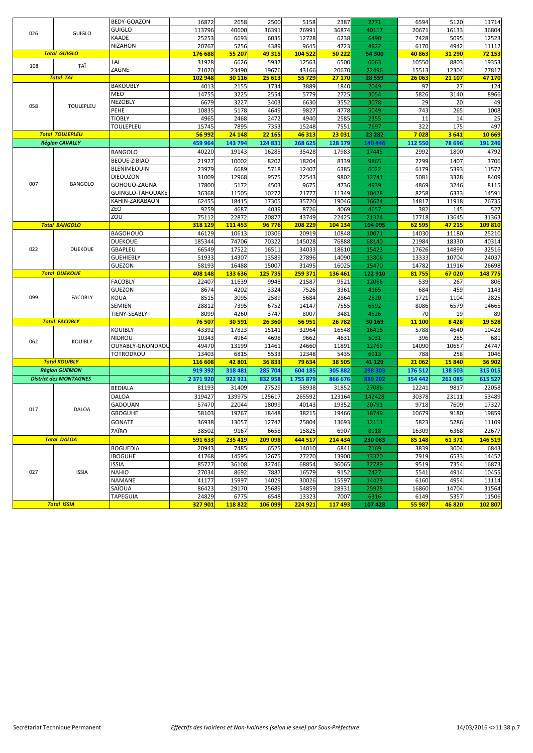| | | | | | | | | | | | |
|---|---|---|---|---|---|---|---|---|---|---|---|
| 026 | GUIGLO | BEDY-GOAZON | 16872 | 2658 | 2500 | 5158 | 2387 | 2771 | 6594 | 5120 | 11714 |
| | | GUIGLO | 113796 | 40600 | 36391 | 76991 | 36874 | 40117 | 20671 | 16133 | 36804 |
| | | KAADE | 25253 | 6693 | 6035 | 12728 | 6238 | 6490 | 7428 | 5095 | 12523 |
| | | NIZAHON | 20767 | 5256 | 4389 | 9645 | 4723 | 4922 | 6170 | 4942 | 11112 |
| **Total GUIGLO** | | | **176 688** | **55 207** | **49 315** | **104 522** | **50 222** | **54 300** | **40 863** | **31 290** | **72 153** |
| 108 | TAÏ | TAÏ | 31928 | 6626 | 5937 | 12563 | 6500 | 6063 | 10550 | 8803 | 19353 |
| | | ZAGNE | 71020 | 23490 | 19676 | 43166 | 20670 | 22496 | 15513 | 12304 | 27817 |
| **Total TAÏ** | | | **102 948** | **30 116** | **25 613** | **55 729** | **27 170** | **28 559** | **26 063** | **21 107** | **47 170** |
| 058 | TOULEPLEU | BAKOUBLY | 4013 | 2155 | 1734 | 3889 | 1840 | 2049 | 97 | 27 | 124 |
| | | MEO | 14755 | 3225 | 2554 | 5779 | 2725 | 3054 | 5826 | 3140 | 8966 |
| | | NEZOBLY | 6679 | 3227 | 3403 | 6630 | 3552 | 3078 | 29 | 20 | 49 |
| | | PEHE | 10835 | 5178 | 4649 | 9827 | 4778 | 5049 | 743 | 265 | 1008 |
| | | TIOBLY | 4965 | 2468 | 2472 | 4940 | 2585 | 2355 | 11 | 14 | 25 |
| | | TOULEPLEU | 15745 | 7895 | 7353 | 15248 | 7551 | 7697 | 322 | 175 | 497 |
| **Total TOULEPLEU** | | | **56 992** | **24 148** | **22 165** | **46 313** | **23 031** | **23 282** | **7 028** | **3 641** | **10 669** |
| **Région CAVALLY** | | | **459 964** | **143 794** | **124 831** | **268 625** | **128 179** | **140 446** | **112 550** | **78 696** | **191 246** |
| 007 | BANGOLO | BANGOLO | 40220 | 19143 | 16285 | 35428 | 17983 | 17445 | 2992 | 1800 | 4792 |
| | | BEOUE-ZIBIAO | 21927 | 10002 | 8202 | 18204 | 8339 | 9865 | 2299 | 1407 | 3706 |
| | | BLENIMEOUIN | 23979 | 6689 | 5718 | 12407 | 6385 | 6022 | 6179 | 5393 | 11572 |
| | | DIEOUZON | 31009 | 12968 | 9575 | 22543 | 9802 | 12741 | 5081 | 3328 | 8409 |
| | | GOHOUO-ZAGNA | 17800 | 5172 | 4503 | 9675 | 4736 | 4939 | 4869 | 3246 | 8115 |
| | | GUINGLO-TAHOUAKE | 36368 | 11505 | 10272 | 21777 | 11349 | 10428 | 8258 | 6333 | 14591 |
| | | KAHIN-ZARABAON | 62455 | 18415 | 17305 | 35720 | 19046 | 16674 | 14817 | 11918 | 26735 |
| | | ZEO | 9259 | 4687 | 4039 | 8726 | 4069 | 4657 | 382 | 145 | 527 |
| | | ZOU | 75112 | 22872 | 20877 | 43749 | 22425 | 21324 | 17718 | 13645 | 31363 |
| **Total BANGOLO** | | | **318 129** | **111 453** | **96 776** | **208 229** | **104 134** | **104 095** | **62 595** | **47 215** | **109 810** |
| 022 | DUEKOUE | BAGOHOUO | 46129 | 10613 | 10306 | 20919 | 10848 | 10071 | 14030 | 11180 | 25210 |
| | | DUEKOUE | 185344 | 74706 | 70322 | 145028 | 76888 | 68140 | 21984 | 18330 | 40314 |
| | | GBAPLEU | 66549 | 17522 | 16511 | 34033 | 18610 | 15423 | 17626 | 14890 | 32516 |
| | | GUEHIEBLY | 51933 | 14307 | 13589 | 27896 | 14090 | 13806 | 13333 | 10704 | 24037 |
| | | GUEZON | 58193 | 16488 | 15007 | 31495 | 16025 | 15470 | 14782 | 11916 | 26698 |
| **Total DUEKOUE** | | | **408 148** | **133 636** | **125 735** | **259 371** | **136 461** | **122 910** | **81 755** | **67 020** | **148 775** |
| 099 | FACOBLY | FACOBLY | 22407 | 11639 | 9948 | 21587 | 9521 | 12066 | 539 | 267 | 806 |
| | | GUEZON | 8674 | 4202 | 3324 | 7526 | 3361 | 4165 | 684 | 459 | 1143 |
| | | KOUA | 8515 | 3095 | 2589 | 5684 | 2864 | 2820 | 1721 | 1104 | 2825 |
| | | SEMIEN | 28812 | 7395 | 6752 | 14147 | 7555 | 6592 | 8086 | 6579 | 14665 |
| | | TIENY-SEABLY | 8099 | 4260 | 3747 | 8007 | 3481 | 4526 | 70 | 19 | 89 |
| **Total FACOBLY** | | | **76 507** | **30 591** | **26 360** | **56 951** | **26 782** | **30 169** | **11 100** | **8 428** | **19 528** |
| 062 | KOUIBLY | KOUIBLY | 43392 | 17823 | 15141 | 32964 | 16548 | 16416 | 5788 | 4640 | 10428 |
| | | NIDROU | 10343 | 4964 | 4698 | 9662 | 4631 | 5031 | 396 | 285 | 681 |
| | | OUYABLY-GNONDROU | 49470 | 13199 | 11461 | 24660 | 11891 | 12769 | 14090 | 10657 | 24747 |
| | | TOTRODROU | 13403 | 6815 | 5533 | 12348 | 5435 | 6913 | 788 | 258 | 1046 |
| **Total KOUIBLY** | | | **116 608** | **42 801** | **36 833** | **79 634** | **38 505** | **41 129** | **21 062** | **15 840** | **36 902** |
| **Région GUEMON** | | | **919 392** | **318 481** | **285 704** | **604 185** | **305 882** | **298 303** | **176 512** | **138 503** | **315 015** |
| **District des MONTAGNES** | | | **2 371 920** | **922 921** | **832 958** | **1 755 879** | **866 676** | **889 202** | **354 442** | **261 085** | **615 527** |
| 017 | DALOA | BEDIALA | 81193 | 31409 | 27529 | 58938 | 31852 | 27086 | 12241 | 9817 | 22058 |
| | | DALOA | 319427 | 139975 | 125617 | 265592 | 123164 | 142428 | 30378 | 23111 | 53489 |
| | | GADOUAN | 57470 | 22044 | 18099 | 40143 | 19352 | 20791 | 9718 | 7609 | 17327 |
| | | GBOGUHE | 58103 | 19767 | 18448 | 38215 | 19466 | 18749 | 10679 | 9180 | 19859 |
| | | GONATE | 36938 | 13057 | 12747 | 25804 | 13693 | 12111 | 5823 | 5286 | 11109 |
| | | ZAÏBO | 38502 | 9167 | 6658 | 15825 | 6907 | 8918 | 16309 | 6368 | 22677 |
| **Total DALOA** | | | **591 633** | **235 419** | **209 098** | **444 517** | **214 434** | **230 083** | **85 148** | **61 371** | **146 519** |
| 027 | ISSIA | BOGUEDIA | 20943 | 7485 | 6525 | 14010 | 6841 | 7169 | 3839 | 3004 | 6843 |
| | | IBOGUHE | 41768 | 14595 | 12675 | 27270 | 13900 | 13370 | 7919 | 6533 | 14452 |
| | | ISSIA | 85727 | 36108 | 32746 | 68854 | 36065 | 32789 | 9519 | 7354 | 16873 |
| | | NAHIO | 27034 | 8692 | 7887 | 16579 | 9152 | 7427 | 5541 | 4914 | 10455 |
| | | NAMANE | 41177 | 15997 | 14029 | 30026 | 15597 | 14429 | 6160 | 4954 | 11114 |
| | | SAÏOUA | 86423 | 29170 | 25689 | 54859 | 28931 | 25928 | 16860 | 14704 | 31564 |
| | | TAPEGUIA | 24829 | 6775 | 6548 | 13323 | 7007 | 6316 | 6149 | 5357 | 11506 |
| **Total ISSIA** | | | **327 901** | **118 822** | **106 099** | **224 921** | **117 493** | **107 428** | **55 987** | **46 820** | **102 807** |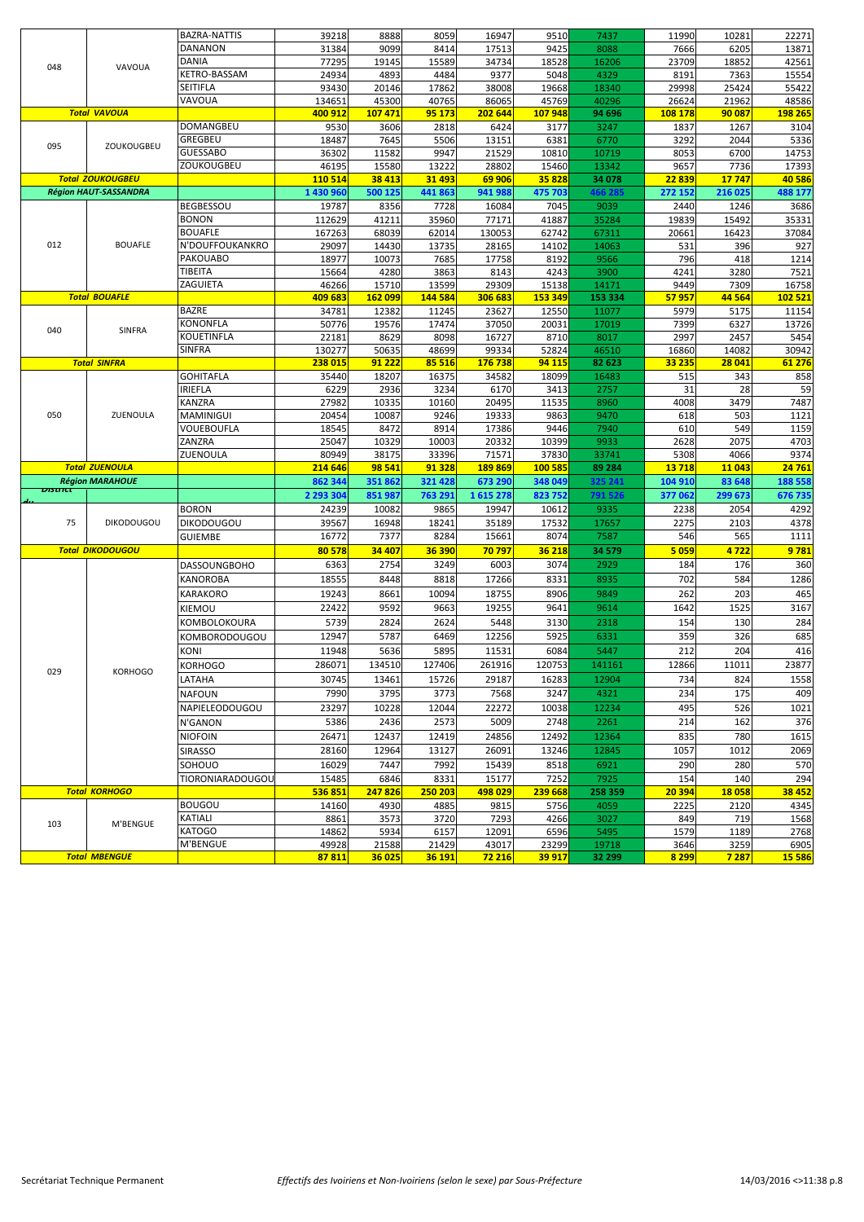| | | | | | | | | | | | |
|---|---|---|---|---|---|---|---|---|---|---|---|
| 048 | VAVOUA | BAZRA-NATTIS | 39218 | 8888 | 8059 | 16947 | 9510 | 7437 | 11990 | 10281 | 22271 |
| | | DANANON | 31384 | 9099 | 8414 | 17513 | 9425 | 8088 | 7666 | 6205 | 13871 |
| | | DANIA | 77295 | 19145 | 15589 | 34734 | 18528 | 16206 | 23709 | 18852 | 42561 |
| | | KETRO-BASSAM | 24934 | 4893 | 4484 | 9377 | 5048 | 4329 | 8191 | 7363 | 15554 |
| | | SEITIFLA | 93430 | 20146 | 17862 | 38008 | 19668 | 18340 | 29998 | 25424 | 55422 |
| | | VAVOUA | 134651 | 45300 | 40765 | 86065 | 45769 | 40296 | 26624 | 21962 | 48586 |
| **Total VAVOUA** | | | **400 912** | **107 471** | **95 173** | **202 644** | **107 948** | **94 696** | **108 178** | **90 087** | **198 265** |
| 095 | ZOUKOUGBEU | DOMANGBEU | 9530 | 3606 | 2818 | 6424 | 3177 | 3247 | 1837 | 1267 | 3104 |
| | | GREGBEU | 18487 | 7645 | 5506 | 13151 | 6381 | 6770 | 3292 | 2044 | 5336 |
| | | GUESSABO | 36302 | 11582 | 9947 | 21529 | 10810 | 10719 | 8053 | 6700 | 14753 |
| | | ZOUKOUGBEU | 46195 | 15580 | 13222 | 28802 | 15460 | 13342 | 9657 | 7736 | 17393 |
| **Total ZOUKOUGBEU** | | | **110 514** | **38 413** | **31 493** | **69 906** | **35 828** | **34 078** | **22 839** | **17 747** | **40 586** |
| **Région HAUT-SASSANDRA** | | | **1 430 960** | **500 125** | **441 863** | **941 988** | **475 703** | **466 285** | **272 152** | **216 025** | **488 177** |
| 012 | BOUAFLE | BEGBESSOU | 19787 | 8356 | 7728 | 16084 | 7045 | 9039 | 2440 | 1246 | 3686 |
| | | BONON | 112629 | 41211 | 35960 | 77171 | 41887 | 35284 | 19839 | 15492 | 35331 |
| | | BOUAFLE | 167263 | 68039 | 62014 | 130053 | 62742 | 67311 | 20661 | 16423 | 37084 |
| | | N'DOUFFOUKANKRO | 29097 | 14430 | 13735 | 28165 | 14102 | 14063 | 531 | 396 | 927 |
| | | PAKOUABO | 18977 | 10073 | 7685 | 17758 | 8192 | 9566 | 796 | 418 | 1214 |
| | | TIBEITA | 15664 | 4280 | 3863 | 8143 | 4243 | 3900 | 4241 | 3280 | 7521 |
| | | ZAGUIETA | 46266 | 15710 | 13599 | 29309 | 15138 | 14171 | 9449 | 7309 | 16758 |
| **Total BOUAFLE** | | | **409 683** | **162 099** | **144 584** | **306 683** | **153 349** | **153 334** | **57 957** | **44 564** | **102 521** |
| 040 | SINFRA | BAZRE | 34781 | 12382 | 11245 | 23627 | 12550 | 11077 | 5979 | 5175 | 11154 |
| | | KONONFLA | 50776 | 19576 | 17474 | 37050 | 20031 | 17019 | 7399 | 6327 | 13726 |
| | | KOUETINFLA | 22181 | 8629 | 8098 | 16727 | 8710 | 8017 | 2997 | 2457 | 5454 |
| | | SINFRA | 130277 | 50635 | 48699 | 99334 | 52824 | 46510 | 16860 | 14082 | 30942 |
| **Total SINFRA** | | | **238 015** | **91 222** | **85 516** | **176 738** | **94 115** | **82 623** | **33 235** | **28 041** | **61 276** |
| 050 | ZUENOULA | GOHITAFLA | 35440 | 18207 | 16375 | 34582 | 18099 | 16483 | 515 | 343 | 858 |
| | | IRIEFLA | 6229 | 2936 | 3234 | 6170 | 3413 | 2757 | 31 | 28 | 59 |
| | | KANZRA | 27982 | 10335 | 10160 | 20495 | 11535 | 8960 | 4008 | 3479 | 7487 |
| | | MAMINIGUI | 20454 | 10087 | 9246 | 19333 | 9863 | 9470 | 618 | 503 | 1121 |
| | | VOUEBOUFLA | 18545 | 8472 | 8914 | 17386 | 9446 | 7940 | 610 | 549 | 1159 |
| | | ZANZRA | 25047 | 10329 | 10003 | 20332 | 10399 | 9933 | 2628 | 2075 | 4703 |
| | | ZUENOULA | 80949 | 38175 | 33396 | 71571 | 37830 | 33741 | 5308 | 4066 | 9374 |
| **Total ZUENOULA** | | | **214 646** | **98 541** | **91 328** | **189 869** | **100 585** | **89 284** | **13 718** | **11 043** | **24 761** |
| **Région MARAHOUE** | | | **862 344** | **351 862** | **321 428** | **673 290** | **348 049** | **325 241** | **104 910** | **83 648** | **188 558** |
| **District du** | | | **2 293 304** | **851 987** | **763 291** | **1 615 278** | **823 752** | **791 526** | **377 062** | **299 673** | **676 735** |
| 75 | DIKODOUGOU | BORON | 24239 | 10082 | 9865 | 19947 | 10612 | 9335 | 2238 | 2054 | 4292 |
| | | DIKODOUGOU | 39567 | 16948 | 18241 | 35189 | 17532 | 17657 | 2275 | 2103 | 4378 |
| | | GUIEMBE | 16772 | 7377 | 8284 | 15661 | 8074 | 7587 | 546 | 565 | 1111 |
| **Total DIKODOUGOU** | | | **80 578** | **34 407** | **36 390** | **70 797** | **36 218** | **34 579** | **5 059** | **4 722** | **9 781** |
| 029 | KORHOGO | DASSOUNGBOHO | 6363 | 2754 | 3249 | 6003 | 3074 | 2929 | 184 | 176 | 360 |
| | | KANOROBA | 18555 | 8448 | 8818 | 17266 | 8331 | 8935 | 702 | 584 | 1286 |
| | | KARAKORO | 19243 | 8661 | 10094 | 18755 | 8906 | 9849 | 262 | 203 | 465 |
| | | KIEMOU | 22422 | 9592 | 9663 | 19255 | 9641 | 9614 | 1642 | 1525 | 3167 |
| | | KOMBOLOKOURA | 5739 | 2824 | 2624 | 5448 | 3130 | 2318 | 154 | 130 | 284 |
| | | KOMBORODOUGOU | 12947 | 5787 | 6469 | 12256 | 5925 | 6331 | 359 | 326 | 685 |
| | | KONI | 11948 | 5636 | 5895 | 11531 | 6084 | 5447 | 212 | 204 | 416 |
| | | KORHOGO | 286071 | 134510 | 127406 | 261916 | 120753 | 141161 | 12866 | 11011 | 23877 |
| | | LATAHA | 30745 | 13461 | 15726 | 29187 | 16283 | 12904 | 734 | 824 | 1558 |
| | | NAFOUN | 7990 | 3795 | 3773 | 7568 | 3247 | 4321 | 234 | 175 | 409 |
| | | NAPIELEODOUGOU | 23297 | 10228 | 12044 | 22272 | 10038 | 12234 | 495 | 526 | 1021 |
| | | N'GANON | 5386 | 2436 | 2573 | 5009 | 2748 | 2261 | 214 | 162 | 376 |
| | | NIOFOIN | 26471 | 12437 | 12419 | 24856 | 12492 | 12364 | 835 | 780 | 1615 |
| | | SIRASSO | 28160 | 12964 | 13127 | 26091 | 13246 | 12845 | 1057 | 1012 | 2069 |
| | | SOHOUO | 16029 | 7447 | 7992 | 15439 | 8518 | 6921 | 290 | 280 | 570 |
| | | TIORONIARADOUGOU | 15485 | 6846 | 8331 | 15177 | 7252 | 7925 | 154 | 140 | 294 |
| **Total KORHOGO** | | | **536 851** | **247 826** | **250 203** | **498 029** | **239 668** | **258 359** | **20 394** | **18 058** | **38 452** |
| 103 | M'BENGUE | BOUGOU | 14160 | 4930 | 4885 | 9815 | 5756 | 4059 | 2225 | 2120 | 4345 |
| | | KATIALI | 8861 | 3573 | 3720 | 7293 | 4266 | 3027 | 849 | 719 | 1568 |
| | | KATOGO | 14862 | 5934 | 6157 | 12091 | 6596 | 5495 | 1579 | 1189 | 2768 |
| | | M'BENGUE | 49928 | 21588 | 21429 | 43017 | 23299 | 19718 | 3646 | 3259 | 6905 |
| **Total MBENGUE** | | | **87 811** | **36 025** | **36 191** | **72 216** | **39 917** | **32 299** | **8 299** | **7 287** | **15 586** |

Secrétariat Technique Permanent — *Effectifs des Ivoiriens et Non-Ivoiriens (selon le sexe) par Sous-Préfecture*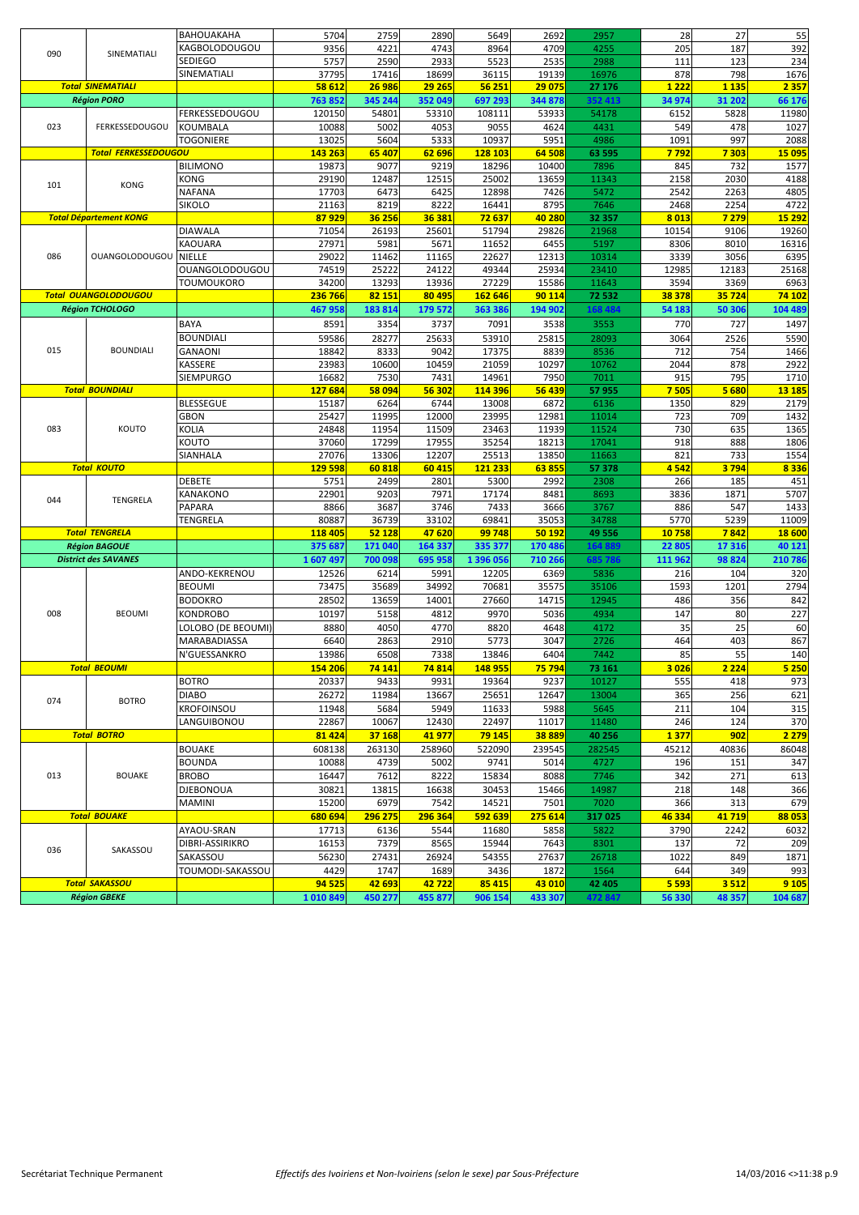| | | | | | | | | | | |
|---|---|---|---|---|---|---|---|---|---|---|
| 090 | SINEMATIALI | BAHOUAKAHA | 5704 | 2759 | 2890 | 5649 | 2692 | 2957 | 28 | 27 | 55 |
| | | KAGBOLODOUGOU | 9356 | 4221 | 4743 | 8964 | 4709 | 4255 | 205 | 187 | 392 |
| | | SEDIEGO | 5757 | 2590 | 2933 | 5523 | 2535 | 2988 | 111 | 123 | 234 |
| | | SINEMATIALI | 37795 | 17416 | 18699 | 36115 | 19139 | 16976 | 878 | 798 | 1676 |
| **Total SINEMATIALI** | | | **58 612** | **26 986** | **29 265** | **56 251** | **29 075** | **27 176** | **1 222** | **1 135** | **2 357** |
| **Région PORO** | | | **763 852** | **345 244** | **352 049** | **697 293** | **344 878** | **352 413** | **34 974** | **31 202** | **66 176** |
| 023 | FERKESSEDOUGOU | FERKESSEDOUGOU | 120150 | 54801 | 53310 | 108111 | 53933 | 54178 | 6152 | 5828 | 11980 |
| | | KOUMBALA | 10088 | 5002 | 4053 | 9055 | 4624 | 4431 | 549 | 478 | 1027 |
| | | TOGONIERE | 13025 | 5604 | 5333 | 10937 | 5951 | 4986 | 1091 | 997 | 2088 |
| **Total FERKESSEDOUGOU** | | | **143 263** | **65 407** | **62 696** | **128 103** | **64 508** | **63 595** | **7 792** | **7 303** | **15 095** |
| 101 | KONG | BILIMONO | 19873 | 9077 | 9219 | 18296 | 10400 | 7896 | 845 | 732 | 1577 |
| | | KONG | 29190 | 12487 | 12515 | 25002 | 13659 | 11343 | 2158 | 2030 | 4188 |
| | | NAFANA | 17703 | 6473 | 6425 | 12898 | 7426 | 5472 | 2542 | 2263 | 4805 |
| | | SIKOLO | 21163 | 8219 | 8222 | 16441 | 8795 | 7646 | 2468 | 2254 | 4722 |
| **Total Département KONG** | | | **87 929** | **36 256** | **36 381** | **72 637** | **40 280** | **32 357** | **8 013** | **7 279** | **15 292** |
| 086 | OUANGOLODOUGOU | DIAWALA | 71054 | 26193 | 25601 | 51794 | 29826 | 21968 | 10154 | 9106 | 19260 |
| | | KAOUARA | 27971 | 5981 | 5671 | 11652 | 6455 | 5197 | 8306 | 8010 | 16316 |
| | | NIELLE | 29022 | 11462 | 11165 | 22627 | 12313 | 10314 | 3339 | 3056 | 6395 |
| | | OUANGOLODOUGOU | 74519 | 25222 | 24122 | 49344 | 25934 | 23410 | 12985 | 12183 | 25168 |
| | | TOUMOUKORO | 34200 | 13293 | 13936 | 27229 | 15586 | 11643 | 3594 | 3369 | 6963 |
| **Total OUANGOLODOUGOU** | | | **236 766** | **82 151** | **80 495** | **162 646** | **90 114** | **72 532** | **38 378** | **35 724** | **74 102** |
| **Région TCHOLOGO** | | | **467 958** | **183 814** | **179 572** | **363 386** | **194 902** | **168 484** | **54 183** | **50 306** | **104 489** |
| 015 | BOUNDIALI | BAYA | 8591 | 3354 | 3737 | 7091 | 3538 | 3553 | 770 | 727 | 1497 |
| | | BOUNDIALI | 59586 | 28277 | 25633 | 53910 | 25815 | 28093 | 3064 | 2526 | 5590 |
| | | GANAONI | 18842 | 8333 | 9042 | 17375 | 8839 | 8536 | 712 | 754 | 1466 |
| | | KASSERE | 23983 | 10600 | 10459 | 21059 | 10297 | 10762 | 2044 | 878 | 2922 |
| | | SIEMPURGO | 16682 | 7530 | 7431 | 14961 | 7950 | 7011 | 915 | 795 | 1710 |
| **Total BOUNDIALI** | | | **127 684** | **58 094** | **56 302** | **114 396** | **56 439** | **57 955** | **7 505** | **5 680** | **13 185** |
| 083 | KOUTO | BLESSEGUE | 15187 | 6264 | 6744 | 13008 | 6872 | 6136 | 1350 | 829 | 2179 |
| | | GBON | 25427 | 11995 | 12000 | 23995 | 12981 | 11014 | 723 | 709 | 1432 |
| | | KOLIA | 24848 | 11954 | 11509 | 23463 | 11939 | 11524 | 730 | 635 | 1365 |
| | | KOUTO | 37060 | 17299 | 17955 | 35254 | 18213 | 17041 | 918 | 888 | 1806 |
| | | SIANHALA | 27076 | 13306 | 12207 | 25513 | 13850 | 11663 | 821 | 733 | 1554 |
| **Total KOUTO** | | | **129 598** | **60 818** | **60 415** | **121 233** | **63 855** | **57 378** | **4 542** | **3 794** | **8 336** |
| 044 | TENGRELA | DEBETE | 5751 | 2499 | 2801 | 5300 | 2992 | 2308 | 266 | 185 | 451 |
| | | KANAKONO | 22901 | 9203 | 7971 | 17174 | 8481 | 8693 | 3836 | 1871 | 5707 |
| | | PAPARA | 8866 | 3687 | 3746 | 7433 | 3666 | 3767 | 886 | 547 | 1433 |
| | | TENGRELA | 80887 | 36739 | 33102 | 69841 | 35053 | 34788 | 5770 | 5239 | 11009 |
| **Total TENGRELA** | | | **118 405** | **52 128** | **47 620** | **99 748** | **50 192** | **49 556** | **10 758** | **7 842** | **18 600** |
| **Région BAGOUE** | | | **375 687** | **171 040** | **164 337** | **335 377** | **170 486** | **164 889** | **22 805** | **17 316** | **40 121** |
| **District des SAVANES** | | | **1 607 497** | **700 098** | **695 958** | **1 396 056** | **710 266** | **685 786** | **111 962** | **98 824** | **210 786** |
| 008 | BEOUMI | ANDO-KEKRENOU | 12526 | 6214 | 5991 | 12205 | 6369 | 5836 | 216 | 104 | 320 |
| | | BEOUMI | 73475 | 35689 | 34992 | 70681 | 35575 | 35106 | 1593 | 1201 | 2794 |
| | | BODOKRO | 28502 | 13659 | 14001 | 27660 | 14715 | 12945 | 486 | 356 | 842 |
| | | KONDROBO | 10197 | 5158 | 4812 | 9970 | 5036 | 4934 | 147 | 80 | 227 |
| | | LOLOBO (DE BEOUMI) | 8880 | 4050 | 4770 | 8820 | 4648 | 4172 | 35 | 25 | 60 |
| | | MARABADIASSA | 6640 | 2863 | 2910 | 5773 | 3047 | 2726 | 464 | 403 | 867 |
| | | N'GUESSANKRO | 13986 | 6508 | 7338 | 13846 | 6404 | 7442 | 85 | 55 | 140 |
| **Total BEOUMI** | | | **154 206** | **74 141** | **74 814** | **148 955** | **75 794** | **73 161** | **3 026** | **2 224** | **5 250** |
| 074 | BOTRO | BOTRO | 20337 | 9433 | 9931 | 19364 | 9237 | 10127 | 555 | 418 | 973 |
| | | DIABO | 26272 | 11984 | 13667 | 25651 | 12647 | 13004 | 365 | 256 | 621 |
| | | KROFOINSOU | 11948 | 5684 | 5949 | 11633 | 5988 | 5645 | 211 | 104 | 315 |
| | | LANGUIBONOU | 22867 | 10067 | 12430 | 22497 | 11017 | 11480 | 246 | 124 | 370 |
| **Total BOTRO** | | | **81 424** | **37 168** | **41 977** | **79 145** | **38 889** | **40 256** | **1 377** | **902** | **2 279** |
| 013 | BOUAKE | BOUAKE | 608138 | 263130 | 258960 | 522090 | 239545 | 282545 | 45212 | 40836 | 86048 |
| | | BOUNDA | 10088 | 4739 | 5002 | 9741 | 5014 | 4727 | 196 | 151 | 347 |
| | | BROBO | 16447 | 7612 | 8222 | 15834 | 8088 | 7746 | 342 | 271 | 613 |
| | | DJEBONOUA | 30821 | 13815 | 16638 | 30453 | 15466 | 14987 | 218 | 148 | 366 |
| | | MAMINI | 15200 | 6979 | 7542 | 14521 | 7501 | 7020 | 366 | 313 | 679 |
| **Total BOUAKE** | | | **680 694** | **296 275** | **296 364** | **592 639** | **275 614** | **317 025** | **46 334** | **41 719** | **88 053** |
| 036 | SAKASSOU | AYAOU-SRAN | 17713 | 6136 | 5544 | 11680 | 5858 | 5822 | 3790 | 2242 | 6032 |
| | | DIBRI-ASSIRIKRO | 16153 | 7379 | 8565 | 15944 | 7643 | 8301 | 137 | 72 | 209 |
| | | SAKASSOU | 56230 | 27431 | 26924 | 54355 | 27637 | 26718 | 1022 | 849 | 1871 |
| | | TOUMODI-SAKASSOU | 4429 | 1747 | 1689 | 3436 | 1872 | 1564 | 644 | 349 | 993 |
| **Total SAKASSOU** | | | **94 525** | **42 693** | **42 722** | **85 415** | **43 010** | **42 405** | **5 593** | **3 512** | **9 105** |
| **Région GBEKE** | | | **1 010 849** | **450 277** | **455 877** | **906 154** | **433 307** | **472 847** | **56 330** | **48 357** | **104 687** |

Secrétariat Technique Permanent — *Effectifs des Ivoiriens et Non-Ivoiriens (selon le sexe) par Sous-Préfecture* — 14/03/2016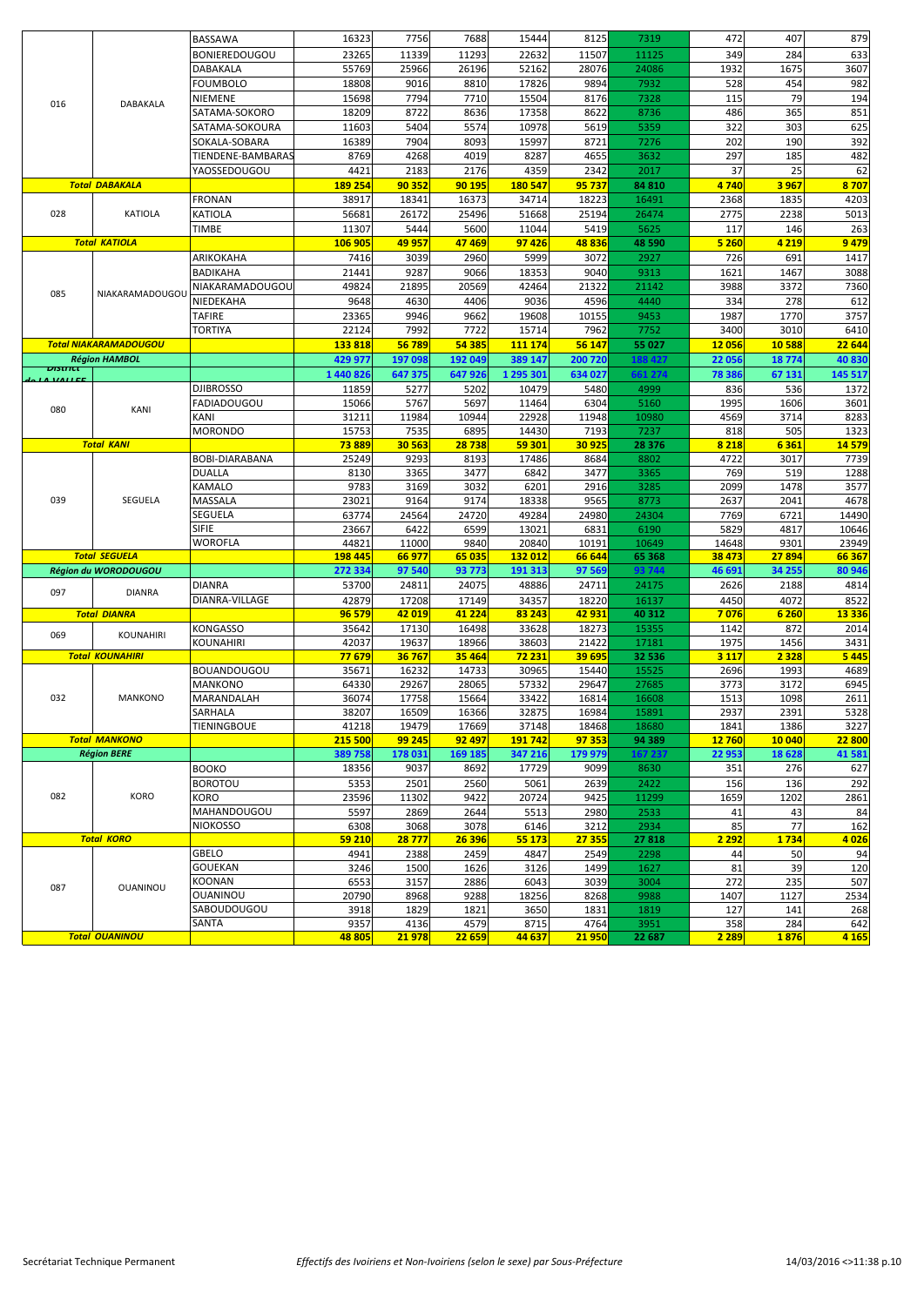| | | | | | | | | | | | |
|---|---|---|---|---|---|---|---|---|---|---|---|
| 016 | DABAKALA | BASSAWA | 16323 | 7756 | 7688 | 15444 | 8125 | 7319 | 472 | 407 | 879 |
| | | BONIEREDOUGOU | 23265 | 11339 | 11293 | 22632 | 11507 | 11125 | 349 | 284 | 633 |
| | | DABAKALA | 55769 | 25966 | 26196 | 52162 | 28076 | 24086 | 1932 | 1675 | 3607 |
| | | FOUMBOLO | 18808 | 9016 | 8810 | 17826 | 9894 | 7932 | 528 | 454 | 982 |
| | | NIEMENE | 15698 | 7794 | 7710 | 15504 | 8176 | 7328 | 115 | 79 | 194 |
| | | SATAMA-SOKORO | 18209 | 8722 | 8636 | 17358 | 8622 | 8736 | 486 | 365 | 851 |
| | | SATAMA-SOKOURA | 11603 | 5404 | 5574 | 10978 | 5619 | 5359 | 322 | 303 | 625 |
| | | SOKALA-SOBARA | 16389 | 7904 | 8093 | 15997 | 8721 | 7276 | 202 | 190 | 392 |
| | | TIENDENE-BAMBARAS | 8769 | 4268 | 4019 | 8287 | 4655 | 3632 | 297 | 185 | 482 |
| | | YAOSSEDOUGOU | 4421 | 2183 | 2176 | 4359 | 2342 | 2017 | 37 | 25 | 62 |
| **Total DABAKALA** | | | **189 254** | **90 352** | **90 195** | **180 547** | **95 737** | **84 810** | **4 740** | **3 967** | **8 707** |
| 028 | KATIOLA | FRONAN | 38917 | 18341 | 16373 | 34714 | 18223 | 16491 | 2368 | 1835 | 4203 |
| | | KATIOLA | 56681 | 26172 | 25496 | 51668 | 25194 | 26474 | 2775 | 2238 | 5013 |
| | | TIMBE | 11307 | 5444 | 5600 | 11044 | 5419 | 5625 | 117 | 146 | 263 |
| **Total KATIOLA** | | | **106 905** | **49 957** | **47 469** | **97 426** | **48 836** | **48 590** | **5 260** | **4 219** | **9 479** |
| 085 | NIAKARAMADOUGOU | ARIKOKAHA | 7416 | 3039 | 2960 | 5999 | 3072 | 2927 | 726 | 691 | 1417 |
| | | BADIKAHA | 21441 | 9287 | 9066 | 18353 | 9040 | 9313 | 1621 | 1467 | 3088 |
| | | NIAKARAMADOUGOU | 49824 | 21895 | 20569 | 42464 | 21322 | 21142 | 3988 | 3372 | 7360 |
| | | NIEDEKAHA | 9648 | 4630 | 4406 | 9036 | 4596 | 4440 | 334 | 278 | 612 |
| | | TAFIRE | 23365 | 9946 | 9662 | 19608 | 10155 | 9453 | 1987 | 1770 | 3757 |
| | | TORTIYA | 22124 | 7992 | 7722 | 15714 | 7962 | 7752 | 3400 | 3010 | 6410 |
| **Total NIAKARAMADOUGOU** | | | **133 818** | **56 789** | **54 385** | **111 174** | **56 147** | **55 027** | **12 056** | **10 588** | **22 644** |
| **Région HAMBOL** | | | **429 977** | **197 098** | **192 049** | **389 147** | **200 720** | **188 427** | **22 056** | **18 774** | **40 830** |
| **District de LA VALLEE** | | | **1 440 826** | **647 375** | **647 926** | **1 295 301** | **634 027** | **661 274** | **78 386** | **67 131** | **145 517** |
| 080 | KANI | DJIBROSSO | 11859 | 5277 | 5202 | 10479 | 5480 | 4999 | 836 | 536 | 1372 |
| | | FADIADOUGOU | 15066 | 5767 | 5697 | 11464 | 6304 | 5160 | 1995 | 1606 | 3601 |
| | | KANI | 31211 | 11984 | 10944 | 22928 | 11948 | 10980 | 4569 | 3714 | 8283 |
| | | MORONDO | 15753 | 7535 | 6895 | 14430 | 7193 | 7237 | 818 | 505 | 1323 |
| **Total KANI** | | | **73 889** | **30 563** | **28 738** | **59 301** | **30 925** | **28 376** | **8 218** | **6 361** | **14 579** |
| 039 | SEGUELA | BOBI-DIARABANA | 25249 | 9293 | 8193 | 17486 | 8684 | 8802 | 4722 | 3017 | 7739 |
| | | DUALLA | 8130 | 3365 | 3477 | 6842 | 3477 | 3365 | 769 | 519 | 1288 |
| | | KAMALO | 9783 | 3169 | 3032 | 6201 | 2916 | 3285 | 2099 | 1478 | 3577 |
| | | MASSALA | 23021 | 9164 | 9174 | 18338 | 9565 | 8773 | 2637 | 2041 | 4678 |
| | | SEGUELA | 63774 | 24564 | 24720 | 49284 | 24980 | 24304 | 7769 | 6721 | 14490 |
| | | SIFIE | 23667 | 6422 | 6599 | 13021 | 6831 | 6190 | 5829 | 4817 | 10646 |
| | | WOROFLA | 44821 | 11000 | 9840 | 20840 | 10191 | 10649 | 14648 | 9301 | 23949 |
| **Total SEGUELA** | | | **198 445** | **66 977** | **65 035** | **132 012** | **66 644** | **65 368** | **38 473** | **27 894** | **66 367** |
| **Région du WORODOUGOU** | | | **272 334** | **97 540** | **93 773** | **191 313** | **97 569** | **93 744** | **46 691** | **34 255** | **80 946** |
| 097 | DIANRA | DIANRA | 53700 | 24811 | 24075 | 48886 | 24711 | 24175 | 2626 | 2188 | 4814 |
| | | DIANRA-VILLAGE | 42879 | 17208 | 17149 | 34357 | 18220 | 16137 | 4450 | 4072 | 8522 |
| **Total DIANRA** | | | **96 579** | **42 019** | **41 224** | **83 243** | **42 931** | **40 312** | **7 076** | **6 260** | **13 336** |
| 069 | KOUNAHIRI | KONGASSO | 35642 | 17130 | 16498 | 33628 | 18273 | 15355 | 1142 | 872 | 2014 |
| | | KOUNAHIRI | 42037 | 19637 | 18966 | 38603 | 21422 | 17181 | 1975 | 1456 | 3431 |
| **Total KOUNAHIRI** | | | **77 679** | **36 767** | **35 464** | **72 231** | **39 695** | **32 536** | **3 117** | **2 328** | **5 445** |
| 032 | MANKONO | BOUANDOUGOU | 35671 | 16232 | 14733 | 30965 | 15440 | 15525 | 2696 | 1993 | 4689 |
| | | MANKONO | 64330 | 29267 | 28065 | 57332 | 29647 | 27685 | 3773 | 3172 | 6945 |
| | | MARANDALAH | 36074 | 17758 | 15664 | 33422 | 16814 | 16608 | 1513 | 1098 | 2611 |
| | | SARHALA | 38207 | 16509 | 16366 | 32875 | 16984 | 15891 | 2937 | 2391 | 5328 |
| | | TIENINGBOUE | 41218 | 19479 | 17669 | 37148 | 18468 | 18680 | 1841 | 1386 | 3227 |
| **Total MANKONO** | | | **215 500** | **99 245** | **92 497** | **191 742** | **97 353** | **94 389** | **12 760** | **10 040** | **22 800** |
| **Région BERE** | | | **389 758** | **178 031** | **169 185** | **347 216** | **179 979** | **167 237** | **22 953** | **18 628** | **41 581** |
| 082 | KORO | BOOKO | 18356 | 9037 | 8692 | 17729 | 9099 | 8630 | 351 | 276 | 627 |
| | | BOROTOU | 5353 | 2501 | 2560 | 5061 | 2639 | 2422 | 156 | 136 | 292 |
| | | KORO | 23596 | 11302 | 9422 | 20724 | 9425 | 11299 | 1659 | 1202 | 2861 |
| | | MAHANDOUGOU | 5597 | 2869 | 2644 | 5513 | 2980 | 2533 | 41 | 43 | 84 |
| | | NIOKOSSO | 6308 | 3068 | 3078 | 6146 | 3212 | 2934 | 85 | 77 | 162 |
| **Total KORO** | | | **59 210** | **28 777** | **26 396** | **55 173** | **27 355** | **27 818** | **2 292** | **1 734** | **4 026** |
| 087 | OUANINOU | GBELO | 4941 | 2388 | 2459 | 4847 | 2549 | 2298 | 44 | 50 | 94 |
| | | GOUEKAN | 3246 | 1500 | 1626 | 3126 | 1499 | 1627 | 81 | 39 | 120 |
| | | KOONAN | 6553 | 3157 | 2886 | 6043 | 3039 | 3004 | 272 | 235 | 507 |
| | | OUANINOU | 20790 | 8968 | 9288 | 18256 | 8268 | 9988 | 1407 | 1127 | 2534 |
| | | SABOUDOUGOU | 3918 | 1829 | 1821 | 3650 | 1831 | 1819 | 127 | 141 | 268 |
| | | SANTA | 9357 | 4136 | 4579 | 8715 | 4764 | 3951 | 358 | 284 | 642 |
| **Total OUANINOU** | | | **48 805** | **21 978** | **22 659** | **44 637** | **21 950** | **22 687** | **2 289** | **1 876** | **4 165** |

Secrétariat Technique Permanent — *Effectifs des Ivoiriens et Non-Ivoiriens (selon le sexe) par Sous-Préfecture* — 14/03/2016 <>11:38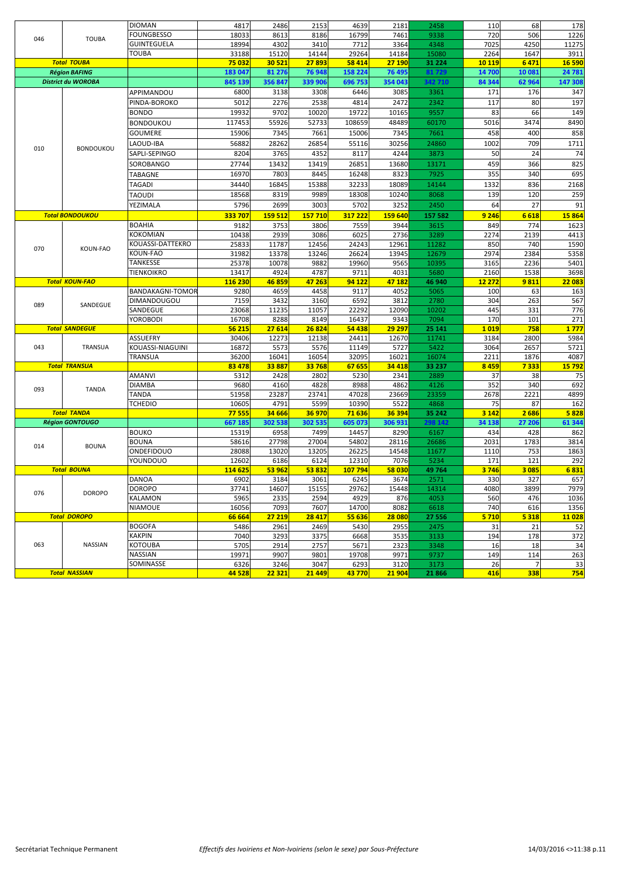| | | | | | | | | | | | |
|---|---|---|---|---|---|---|---|---|---|---|---|
| 046 | TOUBA | DIOMAN | 4817 | 2486 | 2153 | 4639 | 2181 | 2458 | 110 | 68 | 178 |
| | | FOUNGBESSO | 18033 | 8613 | 8186 | 16799 | 7461 | 9338 | 720 | 506 | 1226 |
| | | GUINTEGUELA | 18994 | 4302 | 3410 | 7712 | 3364 | 4348 | 7025 | 4250 | 11275 |
| | | TOUBA | 33188 | 15120 | 14144 | 29264 | 14184 | 15080 | 2264 | 1647 | 3911 |
| ***Total TOUBA*** | | | **75 032** | **30 521** | **27 893** | **58 414** | **27 190** | **31 224** | **10 119** | **6 471** | **16 590** |
| ***Région BAFING*** | | | **183 047** | **81 276** | **76 948** | **158 224** | **76 495** | **81 729** | **14 700** | **10 081** | **24 781** |
| ***District du WOROBA*** | | | **845 139** | **356 847** | **339 906** | **696 753** | **354 043** | **342 710** | **84 344** | **62 964** | **147 308** |
| 010 | BONDOUKOU | APPIMANDOU | 6800 | 3138 | 3308 | 6446 | 3085 | 3361 | 171 | 176 | 347 |
| | | PINDA-BOROKO | 5012 | 2276 | 2538 | 4814 | 2472 | 2342 | 117 | 80 | 197 |
| | | BONDO | 19932 | 9702 | 10020 | 19722 | 10165 | 9557 | 83 | 66 | 149 |
| | | BONDOUKOU | 117453 | 55926 | 52733 | 108659 | 48489 | 60170 | 5016 | 3474 | 8490 |
| | | GOUMERE | 15906 | 7345 | 7661 | 15006 | 7345 | 7661 | 458 | 400 | 858 |
| | | LAOUD-IBA | 56882 | 28262 | 26854 | 55116 | 30256 | 24860 | 1002 | 709 | 1711 |
| | | SAPLI-SEPINGO | 8204 | 3765 | 4352 | 8117 | 4244 | 3873 | 50 | 24 | 74 |
| | | SOROBANGO | 27744 | 13432 | 13419 | 26851 | 13680 | 13171 | 459 | 366 | 825 |
| | | TABAGNE | 16970 | 7803 | 8445 | 16248 | 8323 | 7925 | 355 | 340 | 695 |
| | | TAGADI | 34440 | 16845 | 15388 | 32233 | 18089 | 14144 | 1332 | 836 | 2168 |
| | | TAOUDI | 18568 | 8319 | 9989 | 18308 | 10240 | 8068 | 139 | 120 | 259 |
| | | YEZIMALA | 5796 | 2699 | 3003 | 5702 | 3252 | 2450 | 64 | 27 | 91 |
| ***Total BONDOUKOU*** | | | **333 707** | **159 512** | **157 710** | **317 222** | **159 640** | **157 582** | **9 246** | **6 618** | **15 864** |
| 070 | KOUN-FAO | BOAHIA | 9182 | 3753 | 3806 | 7559 | 3944 | 3615 | 849 | 774 | 1623 |
| | | KOKOMIAN | 10438 | 2939 | 3086 | 6025 | 2736 | 3289 | 2274 | 2139 | 4413 |
| | | KOUASSI-DATTEKRO | 25833 | 11787 | 12456 | 24243 | 12961 | 11282 | 850 | 740 | 1590 |
| | | KOUN-FAO | 31982 | 13378 | 13246 | 26624 | 13945 | 12679 | 2974 | 2384 | 5358 |
| | | TANKESSE | 25378 | 10078 | 9882 | 19960 | 9565 | 10395 | 3165 | 2236 | 5401 |
| | | TIENKOIKRO | 13417 | 4924 | 4787 | 9711 | 4031 | 5680 | 2160 | 1538 | 3698 |
| ***Total KOUN-FAO*** | | | **116 230** | **46 859** | **47 263** | **94 122** | **47 182** | **46 940** | **12 272** | **9 811** | **22 083** |
| 089 | SANDEGUE | BANDAKAGNI-TOMOR | 9280 | 4659 | 4458 | 9117 | 4052 | 5065 | 100 | 63 | 163 |
| | | DIMANDOUGOU | 7159 | 3432 | 3160 | 6592 | 3812 | 2780 | 304 | 263 | 567 |
| | | SANDEGUE | 23068 | 11235 | 11057 | 22292 | 12090 | 10202 | 445 | 331 | 776 |
| | | YOROBODI | 16708 | 8288 | 8149 | 16437 | 9343 | 7094 | 170 | 101 | 271 |
| ***Total SANDEGUE*** | | | **56 215** | **27 614** | **26 824** | **54 438** | **29 297** | **25 141** | **1 019** | **758** | **1 777** |
| 043 | TRANSUA | ASSUEFRY | 30406 | 12273 | 12138 | 24411 | 12670 | 11741 | 3184 | 2800 | 5984 |
| | | KOUASSI-NIAGUINI | 16872 | 5573 | 5576 | 11149 | 5727 | 5422 | 3064 | 2657 | 5721 |
| | | TRANSUA | 36200 | 16041 | 16054 | 32095 | 16021 | 16074 | 2211 | 1876 | 4087 |
| ***Total TRANSUA*** | | | **83 478** | **33 887** | **33 768** | **67 655** | **34 418** | **33 237** | **8 459** | **7 333** | **15 792** |
| 093 | TANDA | AMANVI | 5312 | 2428 | 2802 | 5230 | 2341 | 2889 | 37 | 38 | 75 |
| | | DIAMBA | 9680 | 4160 | 4828 | 8988 | 4862 | 4126 | 352 | 340 | 692 |
| | | TANDA | 51958 | 23287 | 23741 | 47028 | 23669 | 23359 | 2678 | 2221 | 4899 |
| | | TCHEDIO | 10605 | 4791 | 5599 | 10390 | 5522 | 4868 | 75 | 87 | 162 |
| ***Total TANDA*** | | | **77 555** | **34 666** | **36 970** | **71 636** | **36 394** | **35 242** | **3 142** | **2 686** | **5 828** |
| ***Région GONTOUGO*** | | | **667 185** | **302 538** | **302 535** | **605 073** | **306 931** | **298 142** | **34 138** | **27 206** | **61 344** |
| 014 | BOUNA | BOUKO | 15319 | 6958 | 7499 | 14457 | 8290 | 6167 | 434 | 428 | 862 |
| | | BOUNA | 58616 | 27798 | 27004 | 54802 | 28116 | 26686 | 2031 | 1783 | 3814 |
| | | ONDEFIDOUO | 28088 | 13020 | 13205 | 26225 | 14548 | 11677 | 1110 | 753 | 1863 |
| | | YOUNDOUO | 12602 | 6186 | 6124 | 12310 | 7076 | 5234 | 171 | 121 | 292 |
| ***Total BOUNA*** | | | **114 625** | **53 962** | **53 832** | **107 794** | **58 030** | **49 764** | **3 746** | **3 085** | **6 831** |
| 076 | DOROPO | DANOA | 6902 | 3184 | 3061 | 6245 | 3674 | 2571 | 330 | 327 | 657 |
| | | DOROPO | 37741 | 14607 | 15155 | 29762 | 15448 | 14314 | 4080 | 3899 | 7979 |
| | | KALAMON | 5965 | 2335 | 2594 | 4929 | 876 | 4053 | 560 | 476 | 1036 |
| | | NIAMOUE | 16056 | 7093 | 7607 | 14700 | 8082 | 6618 | 740 | 616 | 1356 |
| ***Total DOROPO*** | | | **66 664** | **27 219** | **28 417** | **55 636** | **28 080** | **27 556** | **5 710** | **5 318** | **11 028** |
| 063 | NASSIAN | BOGOFA | 5486 | 2961 | 2469 | 5430 | 2955 | 2475 | 31 | 21 | 52 |
| | | KAKPIN | 7040 | 3293 | 3375 | 6668 | 3535 | 3133 | 194 | 178 | 372 |
| | | KOTOUBA | 5705 | 2914 | 2757 | 5671 | 2323 | 3348 | 16 | 18 | 34 |
| | | NASSIAN | 19971 | 9907 | 9801 | 19708 | 9971 | 9737 | 149 | 114 | 263 |
| | | SOMINASSE | 6326 | 3246 | 3047 | 6293 | 3120 | 3173 | 26 | 7 | 33 |
| ***Total NASSIAN*** | | | **44 528** | **22 321** | **21 449** | **43 770** | **21 904** | **21 866** | **416** | **338** | **754** |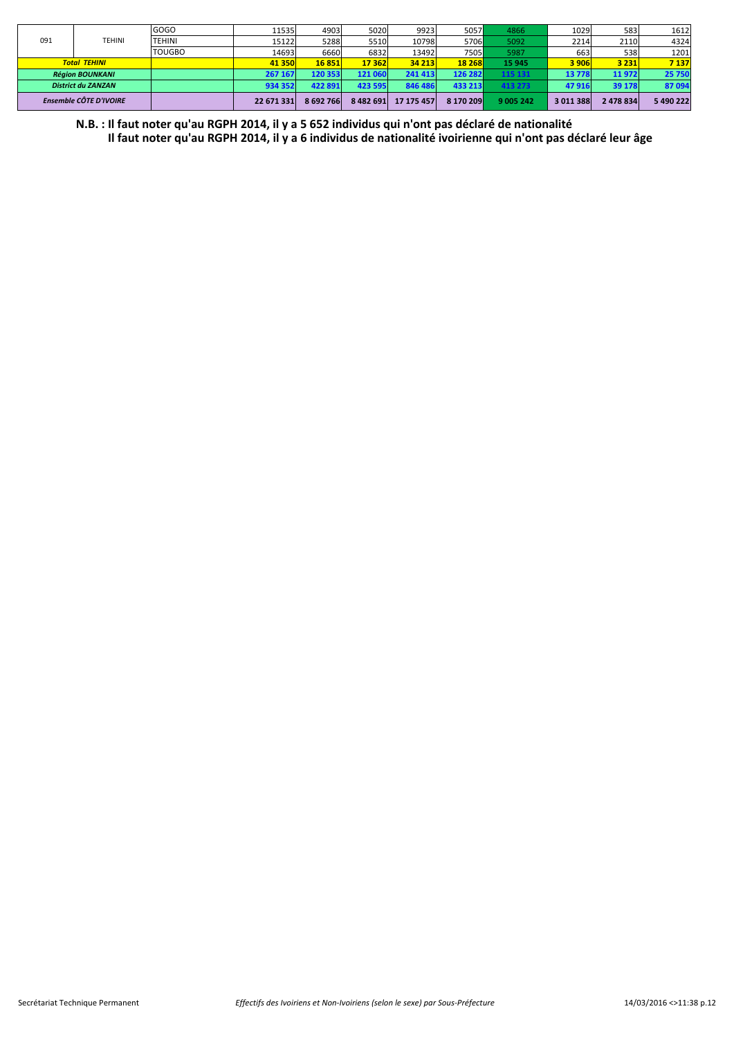| | | | | | | | | | | | |
|---|---|---|---|---|---|---|---|---|---|---|---|
| 091 | TEHINI | GOGO | 11535 | 4903 | 5020 | 9923 | 5057 | 4866 | 1029 | 583 | 1612 |
| | | TEHINI | 15122 | 5288 | 5510 | 10798 | 5706 | 5092 | 2214 | 2110 | 4324 |
| | | TOUGBO | 14693 | 6660 | 6832 | 13492 | 7505 | 5987 | 663 | 538 | 1201 |
| ***Total TEHINI*** | | | **41 350** | **16 851** | **17 362** | **34 213** | **18 268** | **15 945** | **3 906** | **3 231** | **7 137** |
| ***Région BOUNKANI*** | | | **267 167** | **120 353** | **121 060** | **241 413** | **126 282** | **115 131** | **13 778** | **11 972** | **25 750** |
| ***District du ZANZAN*** | | | **934 352** | **422 891** | **423 595** | **846 486** | **433 213** | **413 273** | **47 916** | **39 178** | **87 094** |
| ***Ensemble CÔTE D'IVOIRE*** | | | **22 671 331** | **8 692 766** | **8 482 691** | **17 175 457** | **8 170 209** | **9 005 242** | **3 011 388** | **2 478 834** | **5 490 222** |

**N.B. : Il faut noter qu'au RGPH 2014, il y a 5 652 individus qui n'ont pas déclaré de nationalité**

**Il faut noter qu'au RGPH 2014, il y a 6 individus de nationalité ivoirienne qui n'ont pas déclaré leur âge**